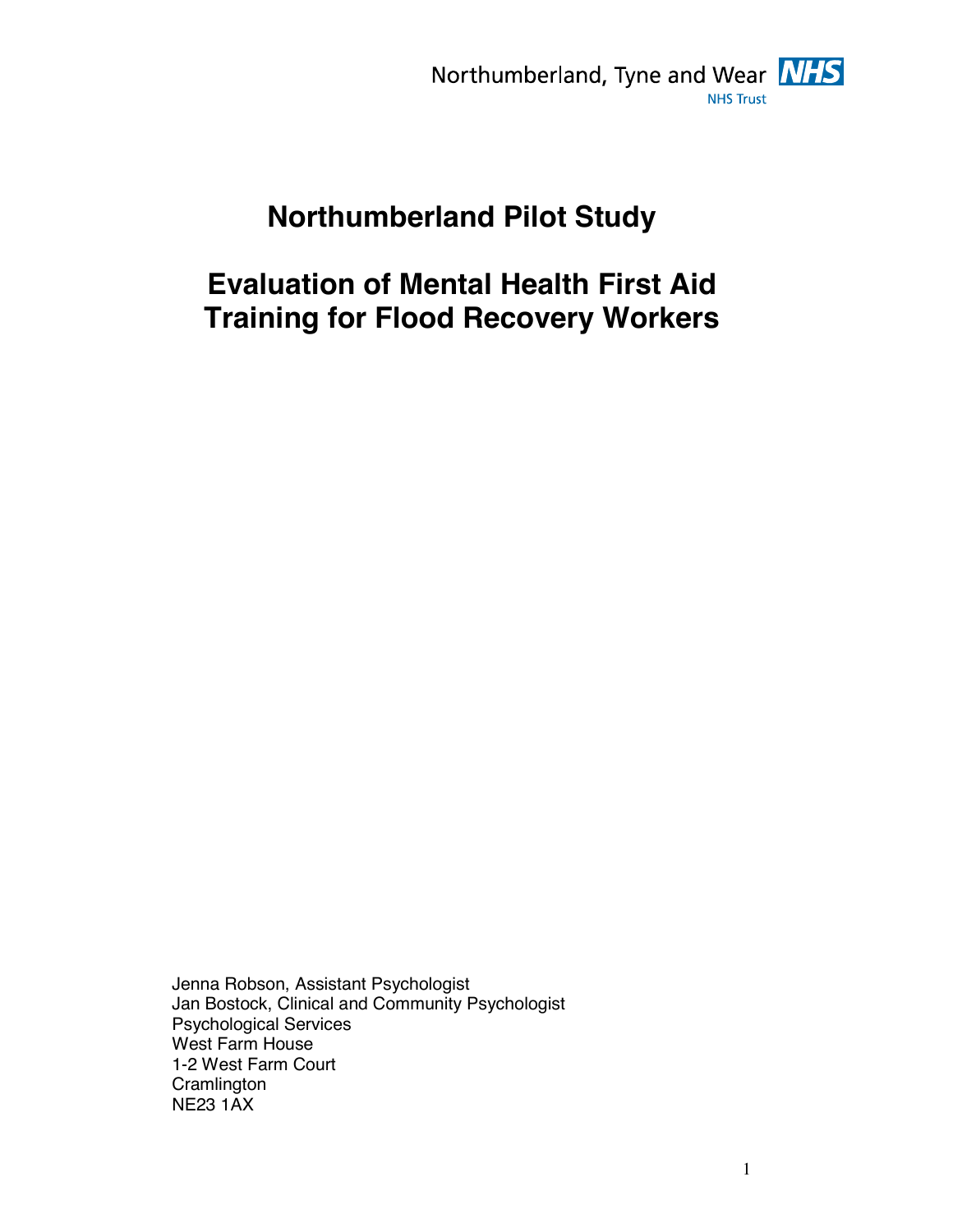Northumberland, Tyne and Wear NHS Trust

# Northumberland Pilot Study

# Evaluation of Mental Health First Aid Training for Flood Recovery Workers

Jenna Robson, Assistant Psychologist
Jan Bostock, Clinical and Community Psychologist
Psychological Services
West Farm House
1-2 West Farm Court
Cramlington
NE23 1AX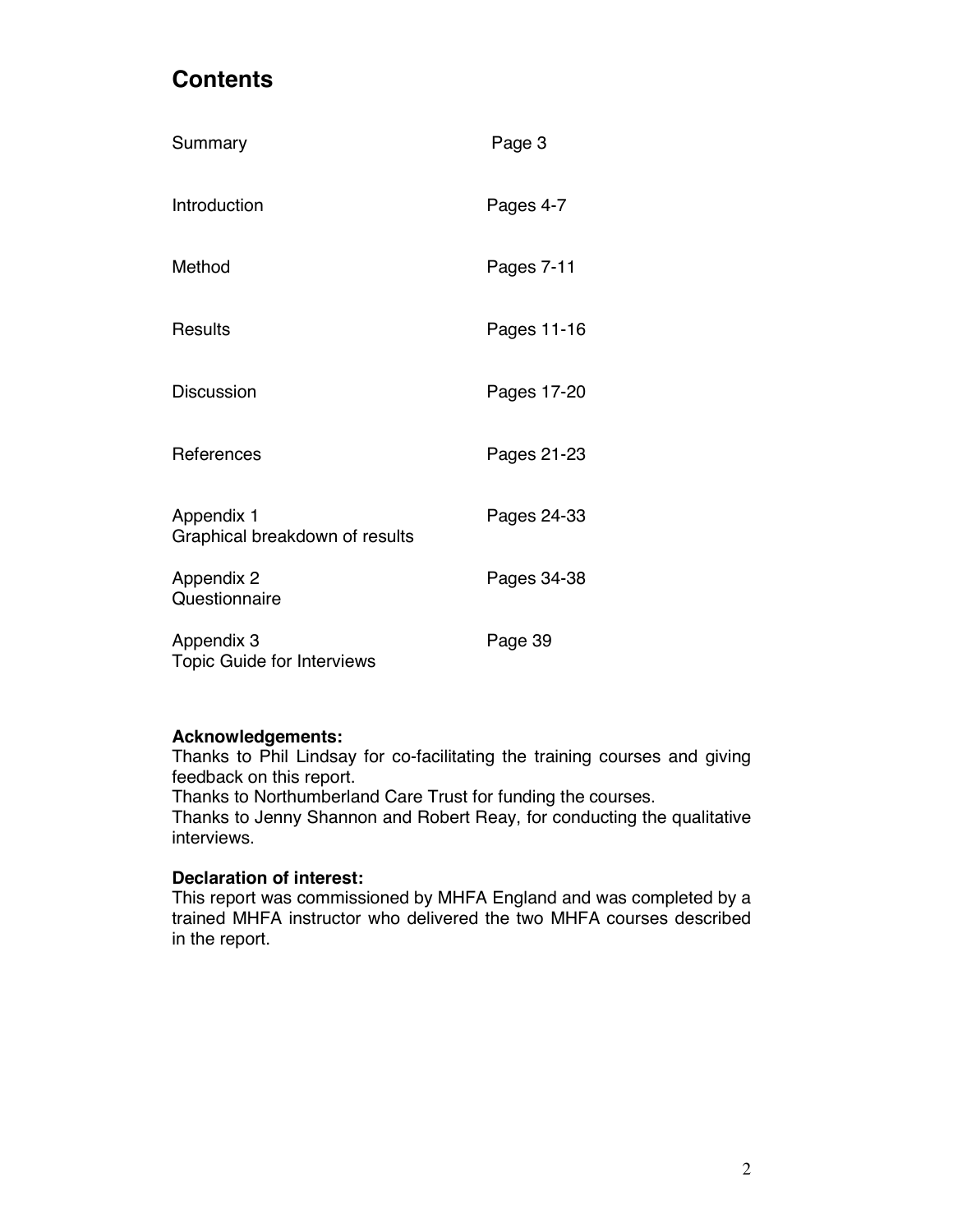# Contents

| | |
|---|---|
| Summary | Page 3 |
| Introduction | Pages 4-7 |
| Method | Pages 7-11 |
| Results | Pages 11-16 |
| Discussion | Pages 17-20 |
| References | Pages 21-23 |
| Appendix 1<br>Graphical breakdown of results | Pages 24-33 |
| Appendix 2<br>Questionnaire | Pages 34-38 |
| Appendix 3<br>Topic Guide for Interviews | Page 39 |

**Acknowledgements:**
Thanks to Phil Lindsay for co-facilitating the training courses and giving feedback on this report.
Thanks to Northumberland Care Trust for funding the courses.
Thanks to Jenny Shannon and Robert Reay, for conducting the qualitative interviews.

**Declaration of interest:**
This report was commissioned by MHFA England and was completed by a trained MHFA instructor who delivered the two MHFA courses described in the report.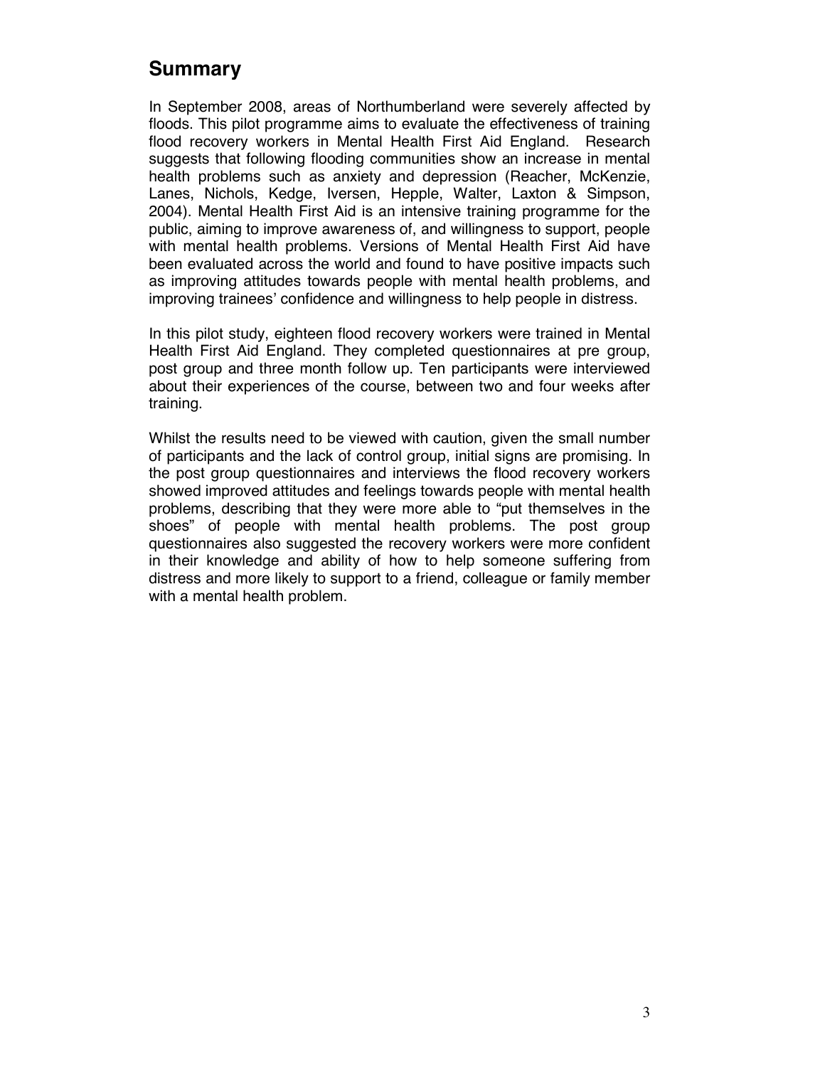## Summary

In September 2008, areas of Northumberland were severely affected by floods. This pilot programme aims to evaluate the effectiveness of training flood recovery workers in Mental Health First Aid England. Research suggests that following flooding communities show an increase in mental health problems such as anxiety and depression (Reacher, McKenzie, Lanes, Nichols, Kedge, Iversen, Hepple, Walter, Laxton & Simpson, 2004). Mental Health First Aid is an intensive training programme for the public, aiming to improve awareness of, and willingness to support, people with mental health problems. Versions of Mental Health First Aid have been evaluated across the world and found to have positive impacts such as improving attitudes towards people with mental health problems, and improving trainees' confidence and willingness to help people in distress.

In this pilot study, eighteen flood recovery workers were trained in Mental Health First Aid England. They completed questionnaires at pre group, post group and three month follow up. Ten participants were interviewed about their experiences of the course, between two and four weeks after training.

Whilst the results need to be viewed with caution, given the small number of participants and the lack of control group, initial signs are promising. In the post group questionnaires and interviews the flood recovery workers showed improved attitudes and feelings towards people with mental health problems, describing that they were more able to "put themselves in the shoes" of people with mental health problems. The post group questionnaires also suggested the recovery workers were more confident in their knowledge and ability of how to help someone suffering from distress and more likely to support to a friend, colleague or family member with a mental health problem.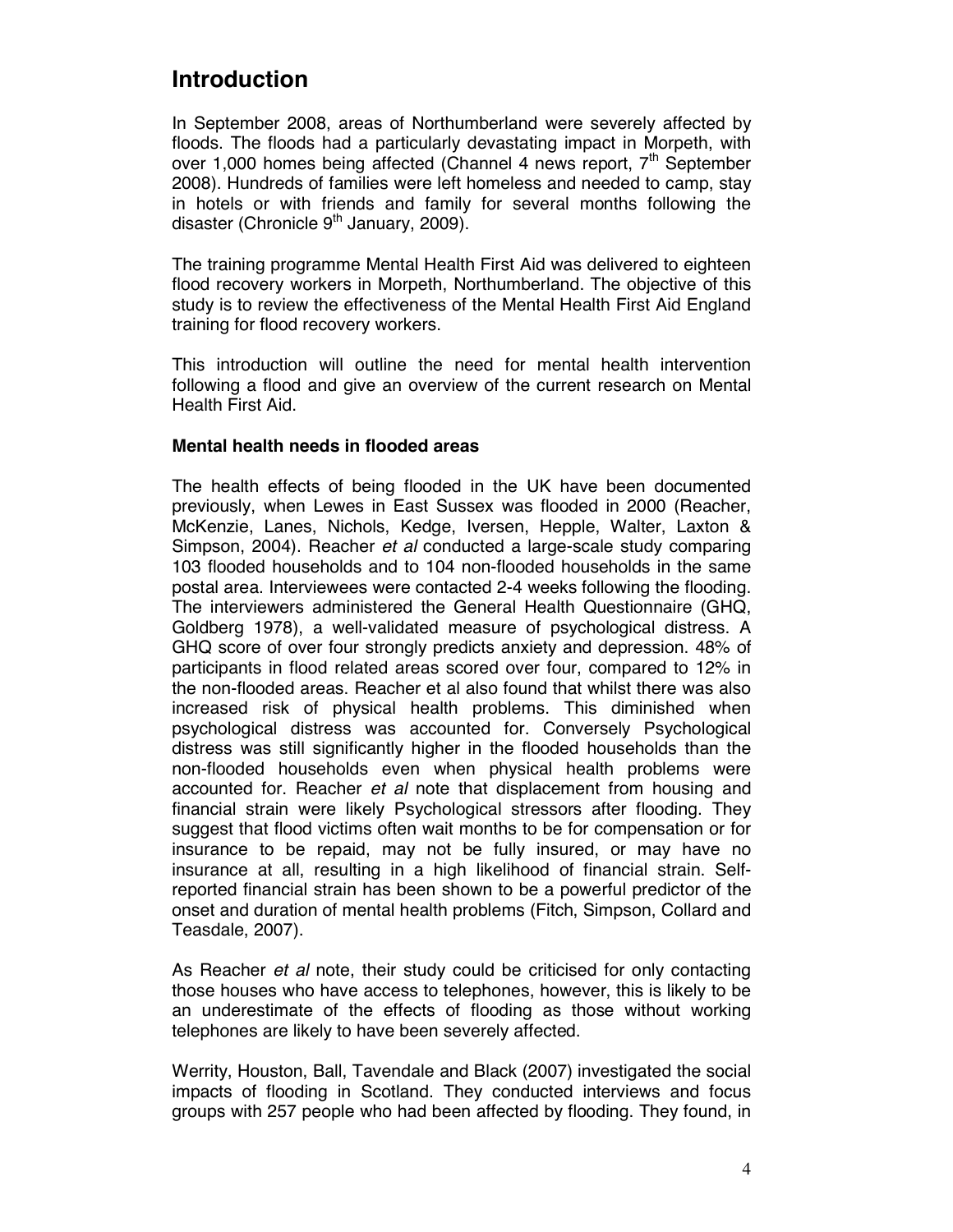# Introduction

In September 2008, areas of Northumberland were severely affected by floods. The floods had a particularly devastating impact in Morpeth, with over 1,000 homes being affected (Channel 4 news report, 7th September 2008). Hundreds of families were left homeless and needed to camp, stay in hotels or with friends and family for several months following the disaster (Chronicle 9th January, 2009).

The training programme Mental Health First Aid was delivered to eighteen flood recovery workers in Morpeth, Northumberland. The objective of this study is to review the effectiveness of the Mental Health First Aid England training for flood recovery workers.

This introduction will outline the need for mental health intervention following a flood and give an overview of the current research on Mental Health First Aid.

**Mental health needs in flooded areas**

The health effects of being flooded in the UK have been documented previously, when Lewes in East Sussex was flooded in 2000 (Reacher, McKenzie, Lanes, Nichols, Kedge, Iversen, Hepple, Walter, Laxton & Simpson, 2004). Reacher *et al* conducted a large-scale study comparing 103 flooded households and to 104 non-flooded households in the same postal area. Interviewees were contacted 2-4 weeks following the flooding. The interviewers administered the General Health Questionnaire (GHQ, Goldberg 1978), a well-validated measure of psychological distress. A GHQ score of over four strongly predicts anxiety and depression. 48% of participants in flood related areas scored over four, compared to 12% in the non-flooded areas. Reacher et al also found that whilst there was also increased risk of physical health problems. This diminished when psychological distress was accounted for. Conversely Psychological distress was still significantly higher in the flooded households than the non-flooded households even when physical health problems were accounted for. Reacher *et al* note that displacement from housing and financial strain were likely Psychological stressors after flooding. They suggest that flood victims often wait months to be for compensation or for insurance to be repaid, may not be fully insured, or may have no insurance at all, resulting in a high likelihood of financial strain. Self-reported financial strain has been shown to be a powerful predictor of the onset and duration of mental health problems (Fitch, Simpson, Collard and Teasdale, 2007).

As Reacher *et al* note, their study could be criticised for only contacting those houses who have access to telephones, however, this is likely to be an underestimate of the effects of flooding as those without working telephones are likely to have been severely affected.

Werrity, Houston, Ball, Tavendale and Black (2007) investigated the social impacts of flooding in Scotland. They conducted interviews and focus groups with 257 people who had been affected by flooding. They found, in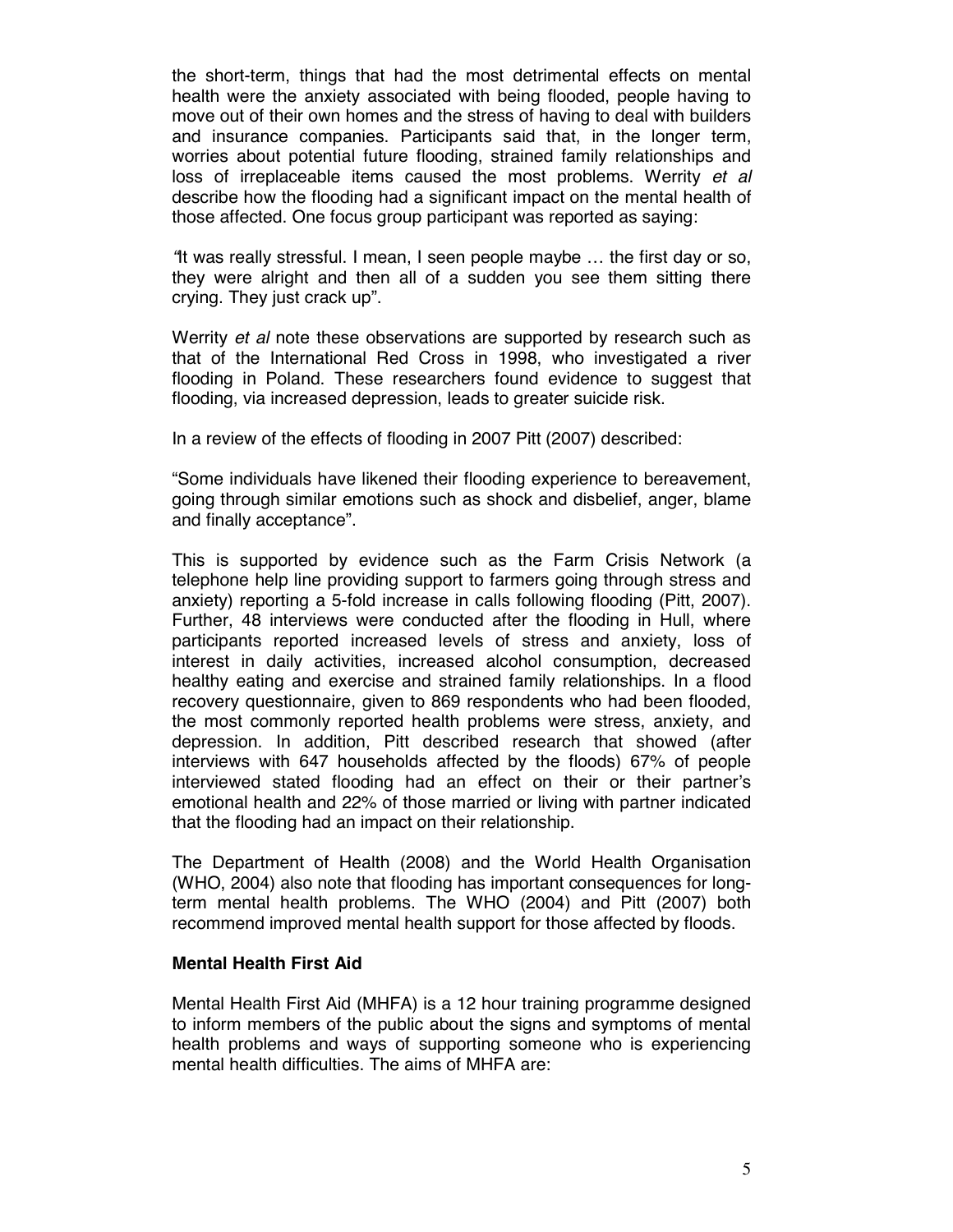the short-term, things that had the most detrimental effects on mental health were the anxiety associated with being flooded, people having to move out of their own homes and the stress of having to deal with builders and insurance companies. Participants said that, in the longer term, worries about potential future flooding, strained family relationships and loss of irreplaceable items caused the most problems. Werrity *et al* describe how the flooding had a significant impact on the mental health of those affected. One focus group participant was reported as saying:

*"It was really stressful. I mean, I seen people maybe … the first day or so, they were alright and then all of a sudden you see them sitting there crying. They just crack up".*

Werrity *et al* note these observations are supported by research such as that of the International Red Cross in 1998, who investigated a river flooding in Poland. These researchers found evidence to suggest that flooding, via increased depression, leads to greater suicide risk.

In a review of the effects of flooding in 2007 Pitt (2007) described:

"Some individuals have likened their flooding experience to bereavement, going through similar emotions such as shock and disbelief, anger, blame and finally acceptance".

This is supported by evidence such as the Farm Crisis Network (a telephone help line providing support to farmers going through stress and anxiety) reporting a 5-fold increase in calls following flooding (Pitt, 2007). Further, 48 interviews were conducted after the flooding in Hull, where participants reported increased levels of stress and anxiety, loss of interest in daily activities, increased alcohol consumption, decreased healthy eating and exercise and strained family relationships. In a flood recovery questionnaire, given to 869 respondents who had been flooded, the most commonly reported health problems were stress, anxiety, and depression. In addition, Pitt described research that showed (after interviews with 647 households affected by the floods) 67% of people interviewed stated flooding had an effect on their or their partner's emotional health and 22% of those married or living with partner indicated that the flooding had an impact on their relationship.

The Department of Health (2008) and the World Health Organisation (WHO, 2004) also note that flooding has important consequences for long-term mental health problems. The WHO (2004) and Pitt (2007) both recommend improved mental health support for those affected by floods.

**Mental Health First Aid**

Mental Health First Aid (MHFA) is a 12 hour training programme designed to inform members of the public about the signs and symptoms of mental health problems and ways of supporting someone who is experiencing mental health difficulties. The aims of MHFA are: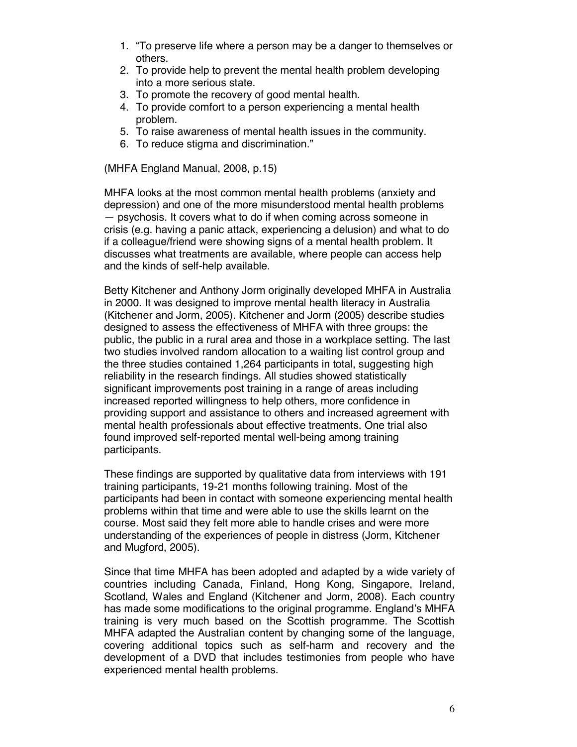1. "To preserve life where a person may be a danger to themselves or others.
2. To provide help to prevent the mental health problem developing into a more serious state.
3. To promote the recovery of good mental health.
4. To provide comfort to a person experiencing a mental health problem.
5. To raise awareness of mental health issues in the community.
6. To reduce stigma and discrimination."

(MHFA England Manual, 2008, p.15)

MHFA looks at the most common mental health problems (anxiety and depression) and one of the more misunderstood mental health problems — psychosis. It covers what to do if when coming across someone in crisis (e.g. having a panic attack, experiencing a delusion) and what to do if a colleague/friend were showing signs of a mental health problem. It discusses what treatments are available, where people can access help and the kinds of self-help available.

Betty Kitchener and Anthony Jorm originally developed MHFA in Australia in 2000. It was designed to improve mental health literacy in Australia (Kitchener and Jorm, 2005). Kitchener and Jorm (2005) describe studies designed to assess the effectiveness of MHFA with three groups: the public, the public in a rural area and those in a workplace setting. The last two studies involved random allocation to a waiting list control group and the three studies contained 1,264 participants in total, suggesting high reliability in the research findings. All studies showed statistically significant improvements post training in a range of areas including increased reported willingness to help others, more confidence in providing support and assistance to others and increased agreement with mental health professionals about effective treatments. One trial also found improved self-reported mental well-being among training participants.

These findings are supported by qualitative data from interviews with 191 training participants, 19-21 months following training. Most of the participants had been in contact with someone experiencing mental health problems within that time and were able to use the skills learnt on the course. Most said they felt more able to handle crises and were more understanding of the experiences of people in distress (Jorm, Kitchener and Mugford, 2005).

Since that time MHFA has been adopted and adapted by a wide variety of countries including Canada, Finland, Hong Kong, Singapore, Ireland, Scotland, Wales and England (Kitchener and Jorm, 2008). Each country has made some modifications to the original programme. England's MHFA training is very much based on the Scottish programme. The Scottish MHFA adapted the Australian content by changing some of the language, covering additional topics such as self-harm and recovery and the development of a DVD that includes testimonies from people who have experienced mental health problems.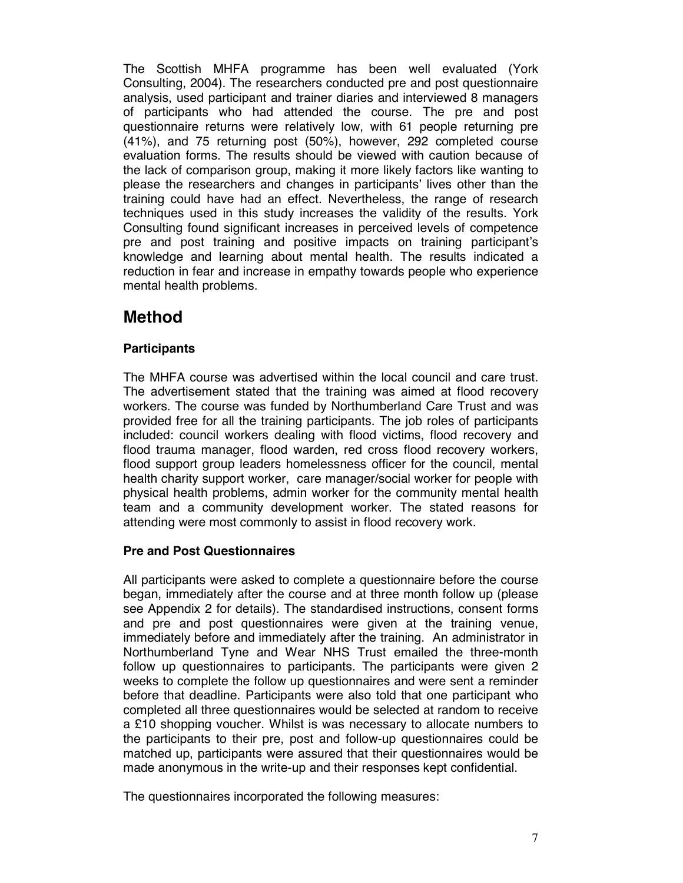The Scottish MHFA programme has been well evaluated (York Consulting, 2004). The researchers conducted pre and post questionnaire analysis, used participant and trainer diaries and interviewed 8 managers of participants who had attended the course. The pre and post questionnaire returns were relatively low, with 61 people returning pre (41%), and 75 returning post (50%), however, 292 completed course evaluation forms. The results should be viewed with caution because of the lack of comparison group, making it more likely factors like wanting to please the researchers and changes in participants' lives other than the training could have had an effect. Nevertheless, the range of research techniques used in this study increases the validity of the results. York Consulting found significant increases in perceived levels of competence pre and post training and positive impacts on training participant's knowledge and learning about mental health. The results indicated a reduction in fear and increase in empathy towards people who experience mental health problems.

# Method

### Participants

The MHFA course was advertised within the local council and care trust. The advertisement stated that the training was aimed at flood recovery workers. The course was funded by Northumberland Care Trust and was provided free for all the training participants. The job roles of participants included: council workers dealing with flood victims, flood recovery and flood trauma manager, flood warden, red cross flood recovery workers, flood support group leaders homelessness officer for the council, mental health charity support worker, care manager/social worker for people with physical health problems, admin worker for the community mental health team and a community development worker. The stated reasons for attending were most commonly to assist in flood recovery work.

### Pre and Post Questionnaires

All participants were asked to complete a questionnaire before the course began, immediately after the course and at three month follow up (please see Appendix 2 for details). The standardised instructions, consent forms and pre and post questionnaires were given at the training venue, immediately before and immediately after the training. An administrator in Northumberland Tyne and Wear NHS Trust emailed the three-month follow up questionnaires to participants. The participants were given 2 weeks to complete the follow up questionnaires and were sent a reminder before that deadline. Participants were also told that one participant who completed all three questionnaires would be selected at random to receive a £10 shopping voucher. Whilst is was necessary to allocate numbers to the participants to their pre, post and follow-up questionnaires could be matched up, participants were assured that their questionnaires would be made anonymous in the write-up and their responses kept confidential.

The questionnaires incorporated the following measures: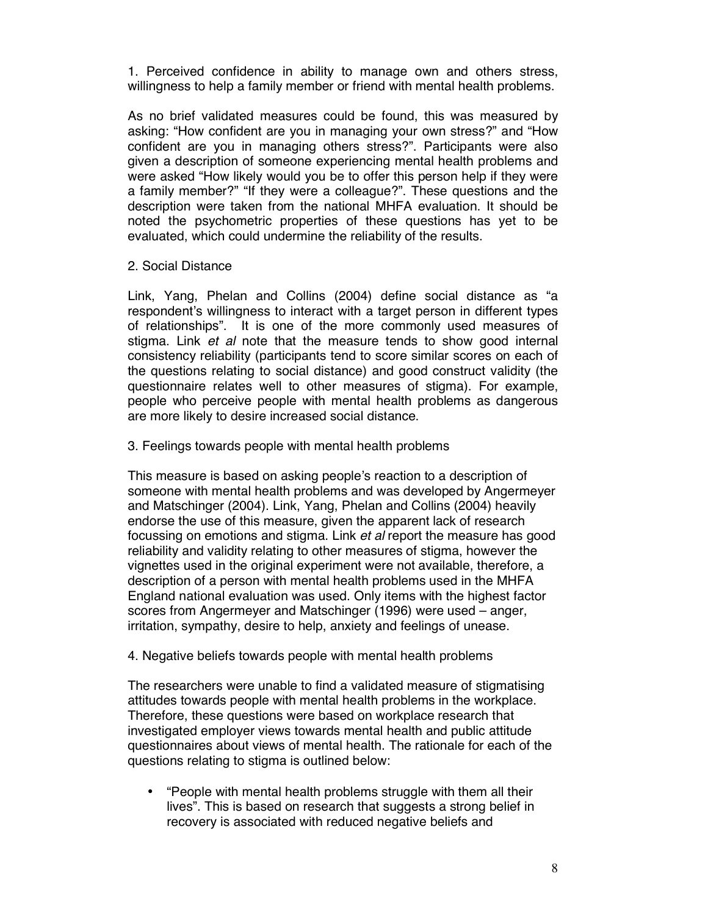1. Perceived confidence in ability to manage own and others stress, willingness to help a family member or friend with mental health problems.

As no brief validated measures could be found, this was measured by asking: “How confident are you in managing your own stress?” and “How confident are you in managing others stress?”. Participants were also given a description of someone experiencing mental health problems and were asked “How likely would you be to offer this person help if they were a family member?” “If they were a colleague?”. These questions and the description were taken from the national MHFA evaluation. It should be noted the psychometric properties of these questions has yet to be evaluated, which could undermine the reliability of the results.

2. Social Distance

Link, Yang, Phelan and Collins (2004) define social distance as “a respondent’s willingness to interact with a target person in different types of relationships”. It is one of the more commonly used measures of stigma. Link *et al* note that the measure tends to show good internal consistency reliability (participants tend to score similar scores on each of the questions relating to social distance) and good construct validity (the questionnaire relates well to other measures of stigma). For example, people who perceive people with mental health problems as dangerous are more likely to desire increased social distance.

3. Feelings towards people with mental health problems

This measure is based on asking people’s reaction to a description of someone with mental health problems and was developed by Angermeyer and Matschinger (2004). Link, Yang, Phelan and Collins (2004) heavily endorse the use of this measure, given the apparent lack of research focussing on emotions and stigma. Link *et al* report the measure has good reliability and validity relating to other measures of stigma, however the vignettes used in the original experiment were not available, therefore, a description of a person with mental health problems used in the MHFA England national evaluation was used. Only items with the highest factor scores from Angermeyer and Matschinger (1996) were used – anger, irritation, sympathy, desire to help, anxiety and feelings of unease.

4. Negative beliefs towards people with mental health problems

The researchers were unable to find a validated measure of stigmatising attitudes towards people with mental health problems in the workplace. Therefore, these questions were based on workplace research that investigated employer views towards mental health and public attitude questionnaires about views of mental health. The rationale for each of the questions relating to stigma is outlined below:

- “People with mental health problems struggle with them all their lives”. This is based on research that suggests a strong belief in recovery is associated with reduced negative beliefs and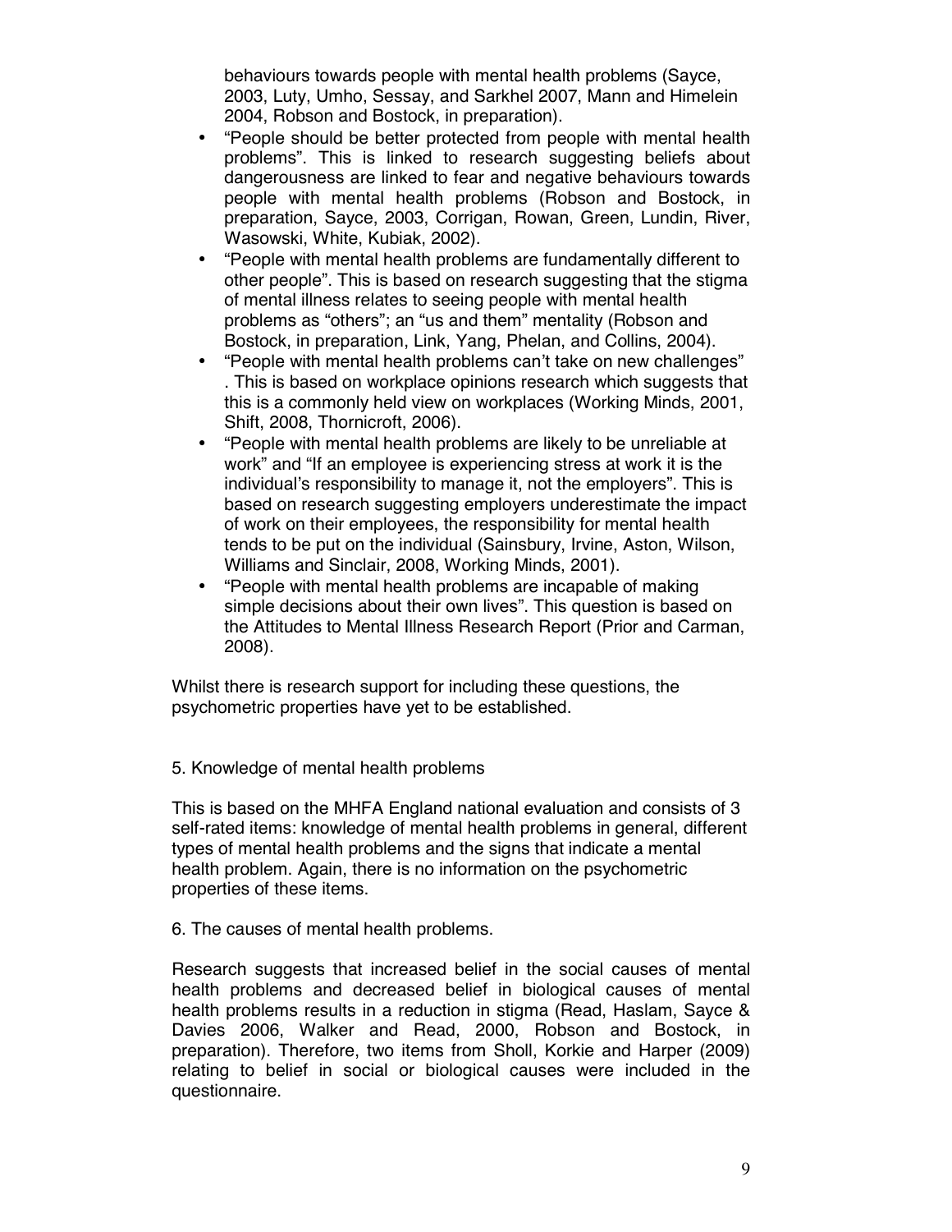behaviours towards people with mental health problems (Sayce, 2003, Luty, Umho, Sessay, and Sarkhel 2007, Mann and Himelein 2004, Robson and Bostock, in preparation).

- "People should be better protected from people with mental health problems". This is linked to research suggesting beliefs about dangerousness are linked to fear and negative behaviours towards people with mental health problems (Robson and Bostock, in preparation, Sayce, 2003, Corrigan, Rowan, Green, Lundin, River, Wasowski, White, Kubiak, 2002).
- "People with mental health problems are fundamentally different to other people". This is based on research suggesting that the stigma of mental illness relates to seeing people with mental health problems as "others"; an "us and them" mentality (Robson and Bostock, in preparation, Link, Yang, Phelan, and Collins, 2004).
- "People with mental health problems can't take on new challenges" . This is based on workplace opinions research which suggests that this is a commonly held view on workplaces (Working Minds, 2001, Shift, 2008, Thornicroft, 2006).
- "People with mental health problems are likely to be unreliable at work" and "If an employee is experiencing stress at work it is the individual's responsibility to manage it, not the employers". This is based on research suggesting employers underestimate the impact of work on their employees, the responsibility for mental health tends to be put on the individual (Sainsbury, Irvine, Aston, Wilson, Williams and Sinclair, 2008, Working Minds, 2001).
- "People with mental health problems are incapable of making simple decisions about their own lives". This question is based on the Attitudes to Mental Illness Research Report (Prior and Carman, 2008).

Whilst there is research support for including these questions, the psychometric properties have yet to be established.

5. Knowledge of mental health problems

This is based on the MHFA England national evaluation and consists of 3 self-rated items: knowledge of mental health problems in general, different types of mental health problems and the signs that indicate a mental health problem. Again, there is no information on the psychometric properties of these items.

6. The causes of mental health problems.

Research suggests that increased belief in the social causes of mental health problems and decreased belief in biological causes of mental health problems results in a reduction in stigma (Read, Haslam, Sayce & Davies 2006, Walker and Read, 2000, Robson and Bostock, in preparation). Therefore, two items from Sholl, Korkie and Harper (2009) relating to belief in social or biological causes were included in the questionnaire.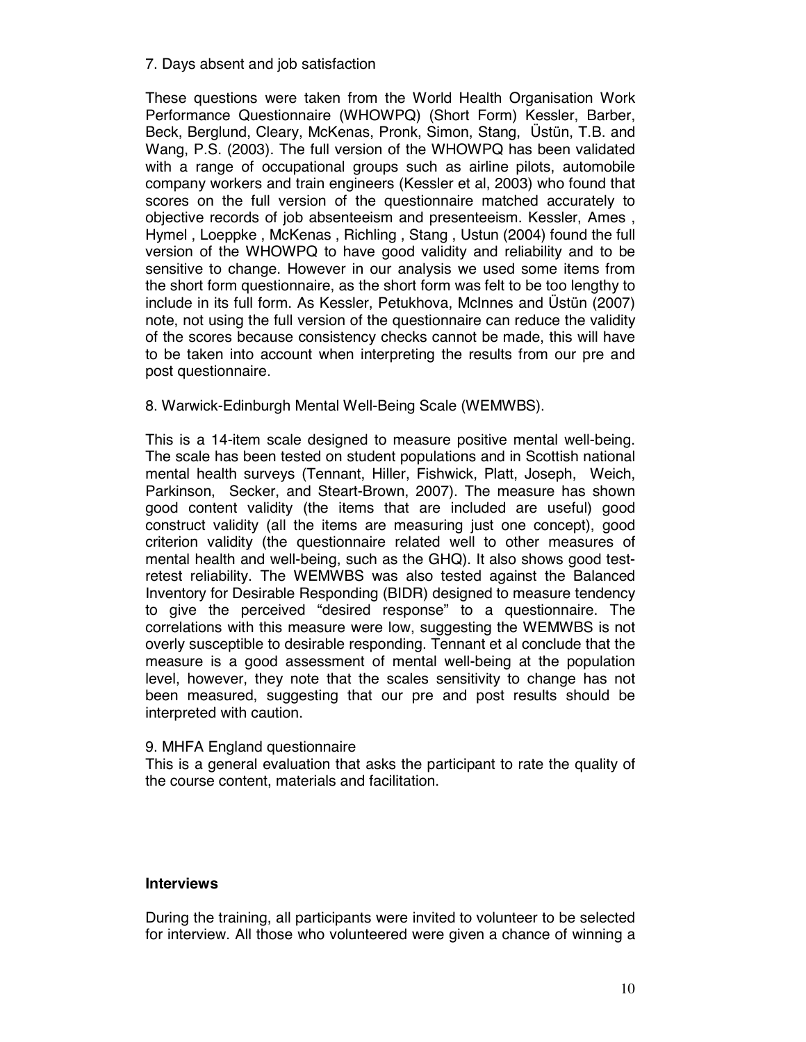7. Days absent and job satisfaction

These questions were taken from the World Health Organisation Work Performance Questionnaire (WHOWPQ) (Short Form) Kessler, Barber, Beck, Berglund, Cleary, McKenas, Pronk, Simon, Stang, Üstün, T.B. and Wang, P.S. (2003). The full version of the WHOWPQ has been validated with a range of occupational groups such as airline pilots, automobile company workers and train engineers (Kessler et al, 2003) who found that scores on the full version of the questionnaire matched accurately to objective records of job absenteeism and presenteeism. Kessler, Ames , Hymel , Loeppke , McKenas , Richling , Stang , Ustun (2004) found the full version of the WHOWPQ to have good validity and reliability and to be sensitive to change. However in our analysis we used some items from the short form questionnaire, as the short form was felt to be too lengthy to include in its full form. As Kessler, Petukhova, McInnes and Üstün (2007) note, not using the full version of the questionnaire can reduce the validity of the scores because consistency checks cannot be made, this will have to be taken into account when interpreting the results from our pre and post questionnaire.

8. Warwick-Edinburgh Mental Well-Being Scale (WEMWBS).

This is a 14-item scale designed to measure positive mental well-being. The scale has been tested on student populations and in Scottish national mental health surveys (Tennant, Hiller, Fishwick, Platt, Joseph, Weich, Parkinson, Secker, and Steart-Brown, 2007). The measure has shown good content validity (the items that are included are useful) good construct validity (all the items are measuring just one concept), good criterion validity (the questionnaire related well to other measures of mental health and well-being, such as the GHQ). It also shows good test-retest reliability. The WEMWBS was also tested against the Balanced Inventory for Desirable Responding (BIDR) designed to measure tendency to give the perceived "desired response" to a questionnaire. The correlations with this measure were low, suggesting the WEMWBS is not overly susceptible to desirable responding. Tennant et al conclude that the measure is a good assessment of mental well-being at the population level, however, they note that the scales sensitivity to change has not been measured, suggesting that our pre and post results should be interpreted with caution.

9. MHFA England questionnaire

This is a general evaluation that asks the participant to rate the quality of the course content, materials and facilitation.

**Interviews**

During the training, all participants were invited to volunteer to be selected for interview. All those who volunteered were given a chance of winning a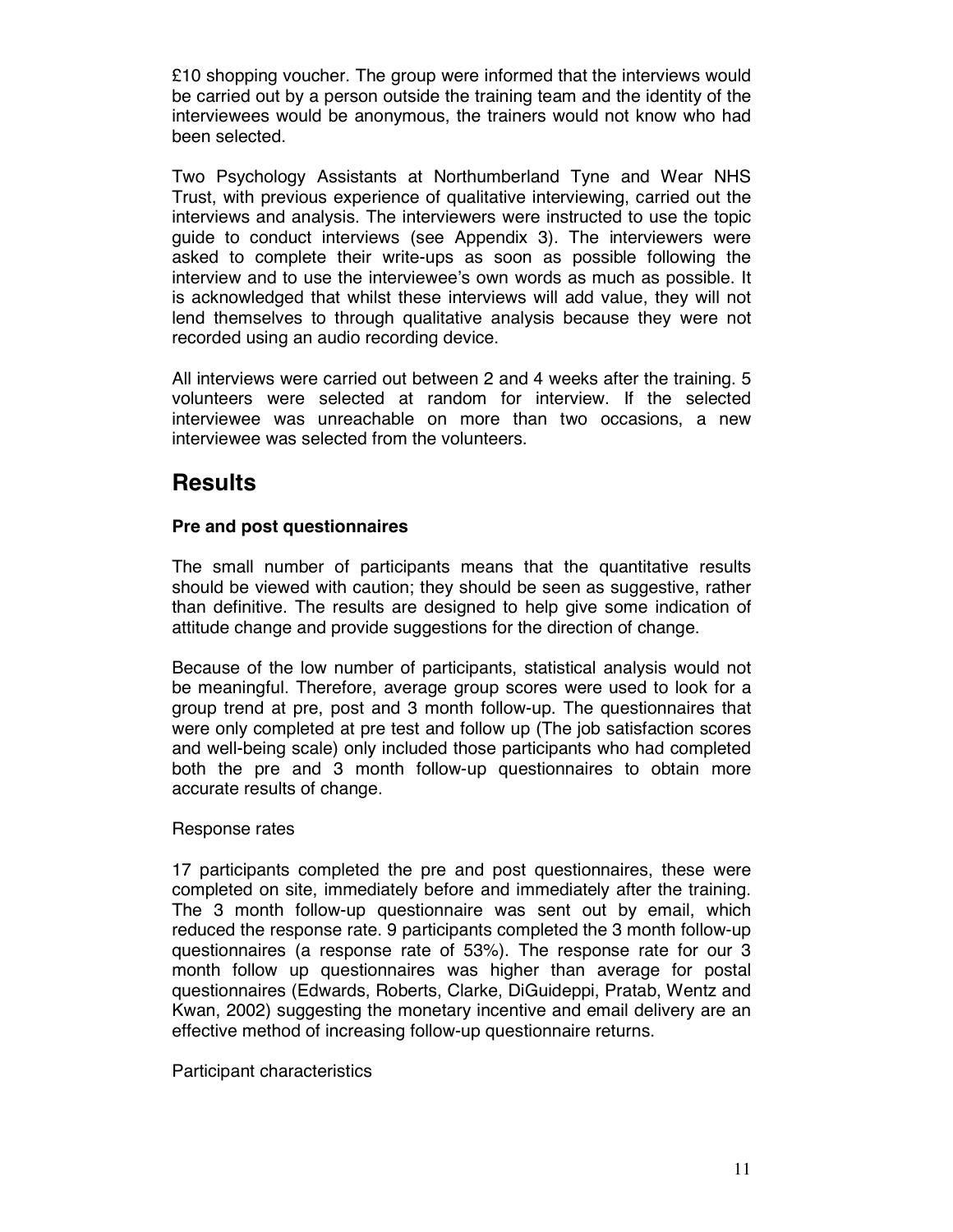£10 shopping voucher. The group were informed that the interviews would be carried out by a person outside the training team and the identity of the interviewees would be anonymous, the trainers would not know who had been selected.

Two Psychology Assistants at Northumberland Tyne and Wear NHS Trust, with previous experience of qualitative interviewing, carried out the interviews and analysis. The interviewers were instructed to use the topic guide to conduct interviews (see Appendix 3). The interviewers were asked to complete their write-ups as soon as possible following the interview and to use the interviewee's own words as much as possible. It is acknowledged that whilst these interviews will add value, they will not lend themselves to through qualitative analysis because they were not recorded using an audio recording device.

All interviews were carried out between 2 and 4 weeks after the training. 5 volunteers were selected at random for interview. If the selected interviewee was unreachable on more than two occasions, a new interviewee was selected from the volunteers.

# Results

**Pre and post questionnaires**

The small number of participants means that the quantitative results should be viewed with caution; they should be seen as suggestive, rather than definitive. The results are designed to help give some indication of attitude change and provide suggestions for the direction of change.

Because of the low number of participants, statistical analysis would not be meaningful. Therefore, average group scores were used to look for a group trend at pre, post and 3 month follow-up. The questionnaires that were only completed at pre test and follow up (The job satisfaction scores and well-being scale) only included those participants who had completed both the pre and 3 month follow-up questionnaires to obtain more accurate results of change.

Response rates

17 participants completed the pre and post questionnaires, these were completed on site, immediately before and immediately after the training. The 3 month follow-up questionnaire was sent out by email, which reduced the response rate. 9 participants completed the 3 month follow-up questionnaires (a response rate of 53%). The response rate for our 3 month follow up questionnaires was higher than average for postal questionnaires (Edwards, Roberts, Clarke, DiGuideppi, Pratab, Wentz and Kwan, 2002) suggesting the monetary incentive and email delivery are an effective method of increasing follow-up questionnaire returns.

Participant characteristics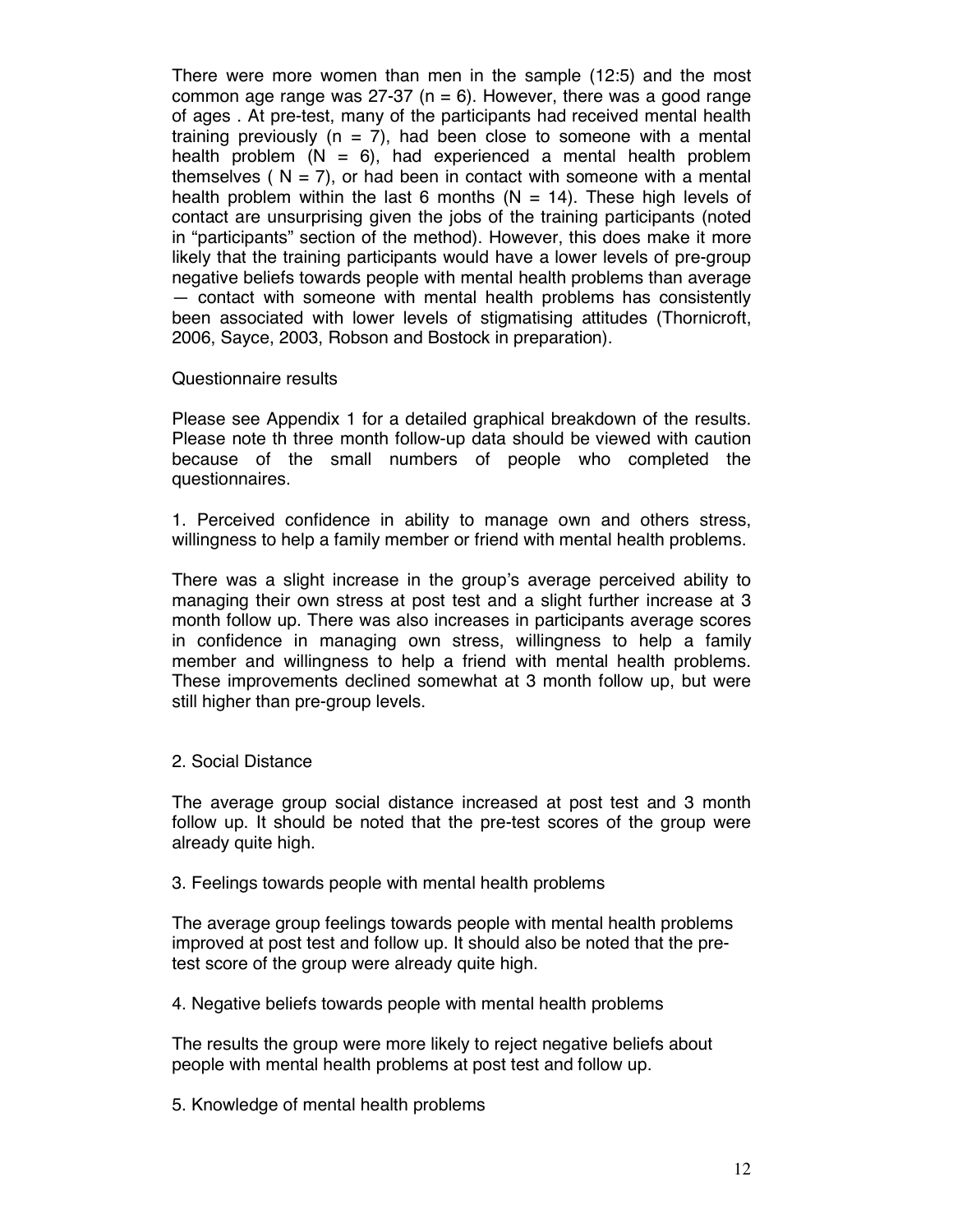There were more women than men in the sample (12:5) and the most common age range was 27-37 ($n = 6$). However, there was a good range of ages . At pre-test, many of the participants had received mental health training previously ($n = 7$), had been close to someone with a mental health problem ($N = 6$), had experienced a mental health problem themselves ( $N = 7$), or had been in contact with someone with a mental health problem within the last 6 months ($N = 14$). These high levels of contact are unsurprising given the jobs of the training participants (noted in "participants" section of the method). However, this does make it more likely that the training participants would have a lower levels of pre-group negative beliefs towards people with mental health problems than average — contact with someone with mental health problems has consistently been associated with lower levels of stigmatising attitudes (Thornicroft, 2006, Sayce, 2003, Robson and Bostock in preparation).

Questionnaire results

Please see Appendix 1 for a detailed graphical breakdown of the results. Please note th three month follow-up data should be viewed with caution because of the small numbers of people who completed the questionnaires.

1. Perceived confidence in ability to manage own and others stress, willingness to help a family member or friend with mental health problems.

There was a slight increase in the group's average perceived ability to managing their own stress at post test and a slight further increase at 3 month follow up. There was also increases in participants average scores in confidence in managing own stress, willingness to help a family member and willingness to help a friend with mental health problems. These improvements declined somewhat at 3 month follow up, but were still higher than pre-group levels.

2. Social Distance

The average group social distance increased at post test and 3 month follow up. It should be noted that the pre-test scores of the group were already quite high.

3. Feelings towards people with mental health problems

The average group feelings towards people with mental health problems improved at post test and follow up. It should also be noted that the pre-test score of the group were already quite high.

4. Negative beliefs towards people with mental health problems

The results the group were more likely to reject negative beliefs about people with mental health problems at post test and follow up.

5. Knowledge of mental health problems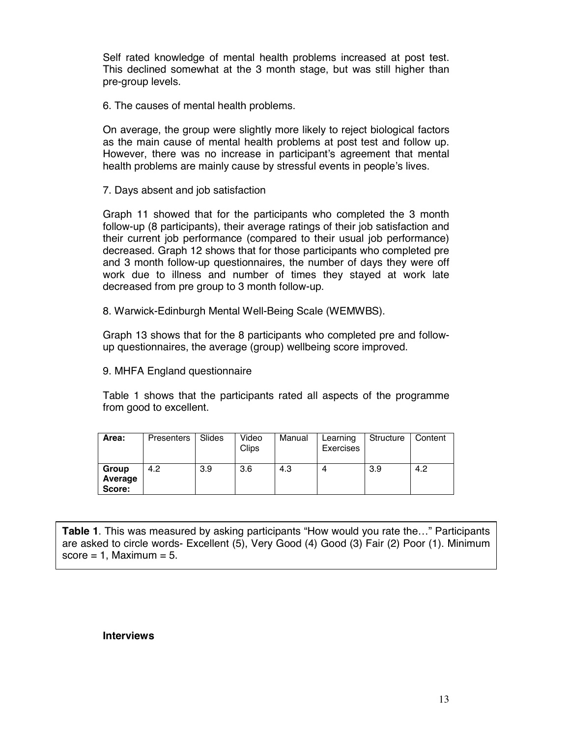Self rated knowledge of mental health problems increased at post test. This declined somewhat at the 3 month stage, but was still higher than pre-group levels.

6. The causes of mental health problems.

On average, the group were slightly more likely to reject biological factors as the main cause of mental health problems at post test and follow up. However, there was no increase in participant's agreement that mental health problems are mainly cause by stressful events in people's lives.

7. Days absent and job satisfaction

Graph 11 showed that for the participants who completed the 3 month follow-up (8 participants), their average ratings of their job satisfaction and their current job performance (compared to their usual job performance) decreased. Graph 12 shows that for those participants who completed pre and 3 month follow-up questionnaires, the number of days they were off work due to illness and number of times they stayed at work late decreased from pre group to 3 month follow-up.

8. Warwick-Edinburgh Mental Well-Being Scale (WEMWBS).

Graph 13 shows that for the 8 participants who completed pre and follow-up questionnaires, the average (group) wellbeing score improved.

9. MHFA England questionnaire

Table 1 shows that the participants rated all aspects of the programme from good to excellent.

| **Area:** | Presenters | Slides | Video Clips | Manual | Learning Exercises | Structure | Content |
|---|---|---|---|---|---|---|---|
| **Group Average Score:** | 4.2 | 3.9 | 3.6 | 4.3 | 4 | 3.9 | 4.2 |

**Table 1**. This was measured by asking participants "How would you rate the…" Participants are asked to circle words- Excellent (5), Very Good (4) Good (3) Fair (2) Poor (1). Minimum score = 1, Maximum = 5.

**Interviews**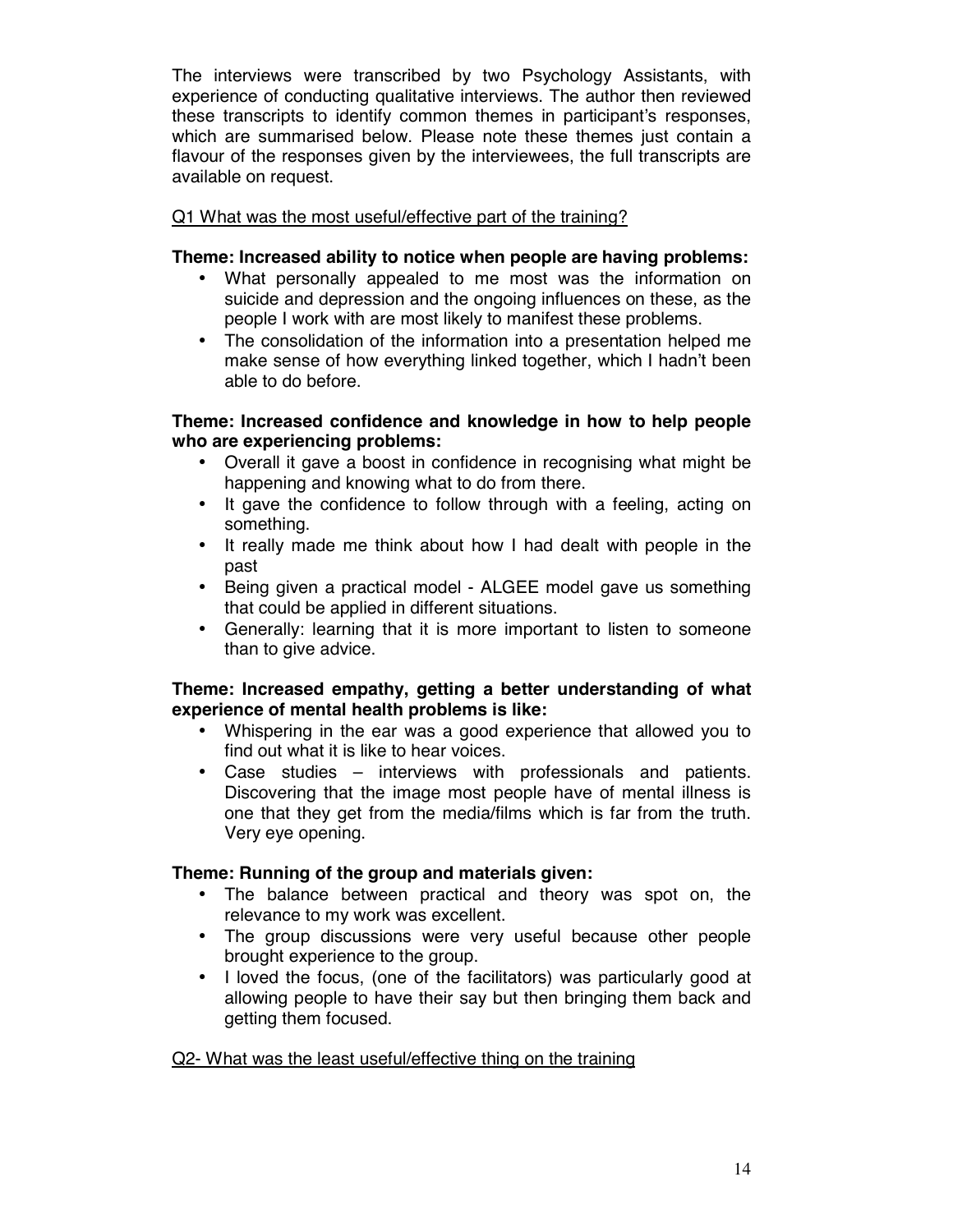The interviews were transcribed by two Psychology Assistants, with experience of conducting qualitative interviews. The author then reviewed these transcripts to identify common themes in participant's responses, which are summarised below. Please note these themes just contain a flavour of the responses given by the interviewees, the full transcripts are available on request.

<u>Q1 What was the most useful/effective part of the training?</u>

**Theme: Increased ability to notice when people are having problems:**

- What personally appealed to me most was the information on suicide and depression and the ongoing influences on these, as the people I work with are most likely to manifest these problems.
- The consolidation of the information into a presentation helped me make sense of how everything linked together, which I hadn't been able to do before.

**Theme: Increased confidence and knowledge in how to help people who are experiencing problems:**

- Overall it gave a boost in confidence in recognising what might be happening and knowing what to do from there.
- It gave the confidence to follow through with a feeling, acting on something.
- It really made me think about how I had dealt with people in the past
- Being given a practical model - ALGEE model gave us something that could be applied in different situations.
- Generally: learning that it is more important to listen to someone than to give advice.

**Theme: Increased empathy, getting a better understanding of what experience of mental health problems is like:**

- Whispering in the ear was a good experience that allowed you to find out what it is like to hear voices.
- Case studies – interviews with professionals and patients. Discovering that the image most people have of mental illness is one that they get from the media/films which is far from the truth. Very eye opening.

**Theme: Running of the group and materials given:**

- The balance between practical and theory was spot on, the relevance to my work was excellent.
- The group discussions were very useful because other people brought experience to the group.
- I loved the focus, (one of the facilitators) was particularly good at allowing people to have their say but then bringing them back and getting them focused.

<u>Q2- What was the least useful/effective thing on the training</u>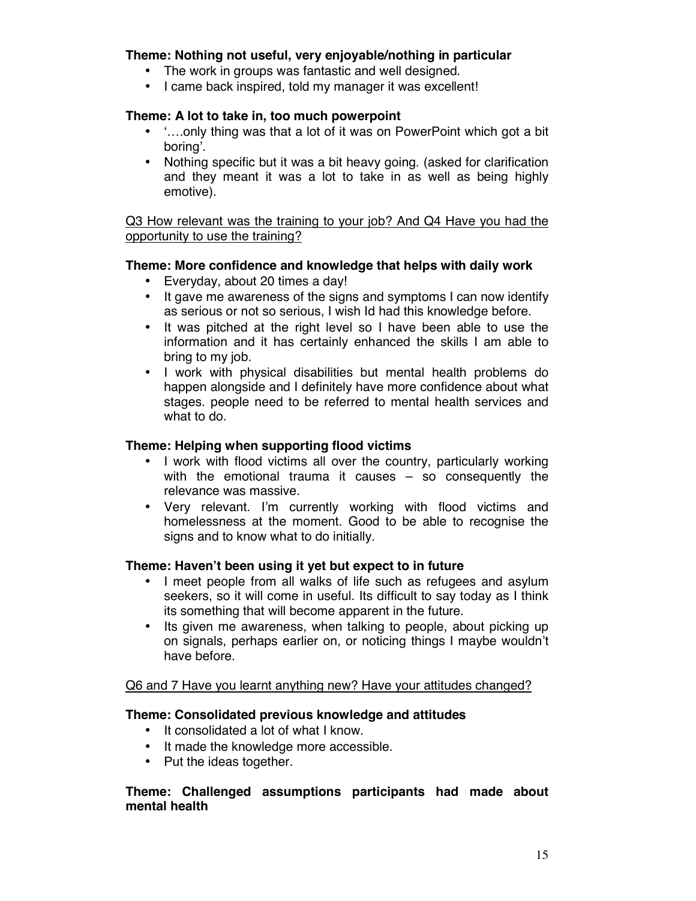**Theme: Nothing not useful, very enjoyable/nothing in particular**

- The work in groups was fantastic and well designed.
- I came back inspired, told my manager it was excellent!

**Theme: A lot to take in, too much powerpoint**

- '….only thing was that a lot of it was on PowerPoint which got a bit boring'.
- Nothing specific but it was a bit heavy going. (asked for clarification and they meant it was a lot to take in as well as being highly emotive).

<u>Q3 How relevant was the training to your job? And Q4 Have you had the opportunity to use the training?</u>

**Theme: More confidence and knowledge that helps with daily work**

- Everyday, about 20 times a day!
- It gave me awareness of the signs and symptoms I can now identify as serious or not so serious, I wish Id had this knowledge before.
- It was pitched at the right level so I have been able to use the information and it has certainly enhanced the skills I am able to bring to my job.
- I work with physical disabilities but mental health problems do happen alongside and I definitely have more confidence about what stages. people need to be referred to mental health services and what to do.

**Theme: Helping when supporting flood victims**

- I work with flood victims all over the country, particularly working with the emotional trauma it causes – so consequently the relevance was massive.
- Very relevant. I'm currently working with flood victims and homelessness at the moment. Good to be able to recognise the signs and to know what to do initially.

**Theme: Haven't been using it yet but expect to in future**

- I meet people from all walks of life such as refugees and asylum seekers, so it will come in useful. Its difficult to say today as I think its something that will become apparent in the future.
- Its given me awareness, when talking to people, about picking up on signals, perhaps earlier on, or noticing things I maybe wouldn't have before.

<u>Q6 and 7 Have you learnt anything new? Have your attitudes changed?</u>

**Theme: Consolidated previous knowledge and attitudes**

- It consolidated a lot of what I know.
- It made the knowledge more accessible.
- Put the ideas together.

**Theme: Challenged assumptions participants had made about mental health**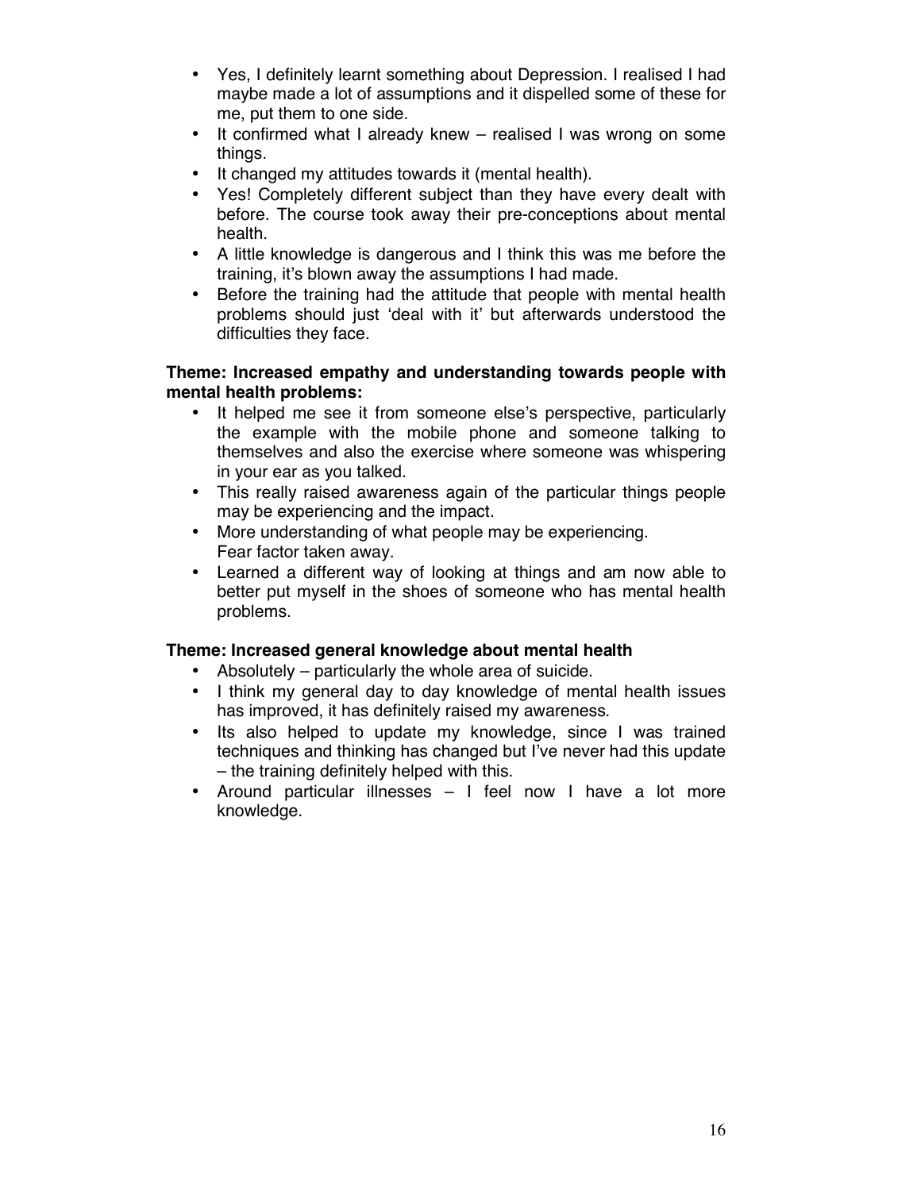- Yes, I definitely learnt something about Depression. I realised I had maybe made a lot of assumptions and it dispelled some of these for me, put them to one side.
- It confirmed what I already knew – realised I was wrong on some things.
- It changed my attitudes towards it (mental health).
- Yes! Completely different subject than they have every dealt with before. The course took away their pre-conceptions about mental health.
- A little knowledge is dangerous and I think this was me before the training, it's blown away the assumptions I had made.
- Before the training had the attitude that people with mental health problems should just 'deal with it' but afterwards understood the difficulties they face.

**Theme: Increased empathy and understanding towards people with mental health problems:**

- It helped me see it from someone else's perspective, particularly the example with the mobile phone and someone talking to themselves and also the exercise where someone was whispering in your ear as you talked.
- This really raised awareness again of the particular things people may be experiencing and the impact.
- More understanding of what people may be experiencing.
  Fear factor taken away.
- Learned a different way of looking at things and am now able to better put myself in the shoes of someone who has mental health problems.

**Theme: Increased general knowledge about mental health**

- Absolutely – particularly the whole area of suicide.
- I think my general day to day knowledge of mental health issues has improved, it has definitely raised my awareness.
- Its also helped to update my knowledge, since I was trained techniques and thinking has changed but I've never had this update – the training definitely helped with this.
- Around particular illnesses – I feel now I have a lot more knowledge.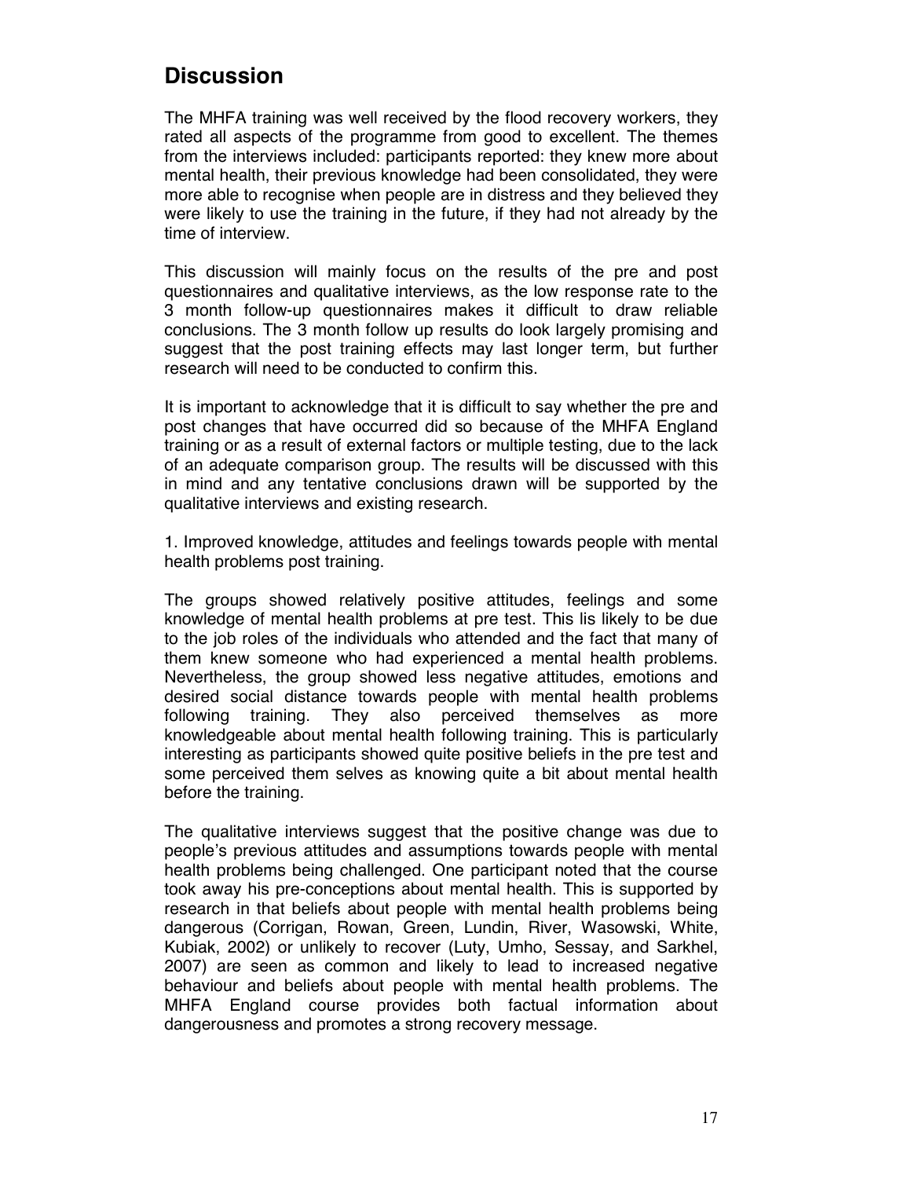## Discussion

The MHFA training was well received by the flood recovery workers, they rated all aspects of the programme from good to excellent. The themes from the interviews included: participants reported: they knew more about mental health, their previous knowledge had been consolidated, they were more able to recognise when people are in distress and they believed they were likely to use the training in the future, if they had not already by the time of interview.

This discussion will mainly focus on the results of the pre and post questionnaires and qualitative interviews, as the low response rate to the 3 month follow-up questionnaires makes it difficult to draw reliable conclusions. The 3 month follow up results do look largely promising and suggest that the post training effects may last longer term, but further research will need to be conducted to confirm this.

It is important to acknowledge that it is difficult to say whether the pre and post changes that have occurred did so because of the MHFA England training or as a result of external factors or multiple testing, due to the lack of an adequate comparison group. The results will be discussed with this in mind and any tentative conclusions drawn will be supported by the qualitative interviews and existing research.

1. Improved knowledge, attitudes and feelings towards people with mental health problems post training.

The groups showed relatively positive attitudes, feelings and some knowledge of mental health problems at pre test. This lis likely to be due to the job roles of the individuals who attended and the fact that many of them knew someone who had experienced a mental health problems. Nevertheless, the group showed less negative attitudes, emotions and desired social distance towards people with mental health problems following training. They also perceived themselves as more knowledgeable about mental health following training. This is particularly interesting as participants showed quite positive beliefs in the pre test and some perceived them selves as knowing quite a bit about mental health before the training.

The qualitative interviews suggest that the positive change was due to people's previous attitudes and assumptions towards people with mental health problems being challenged. One participant noted that the course took away his pre-conceptions about mental health. This is supported by research in that beliefs about people with mental health problems being dangerous (Corrigan, Rowan, Green, Lundin, River, Wasowski, White, Kubiak, 2002) or unlikely to recover (Luty, Umho, Sessay, and Sarkhel, 2007) are seen as common and likely to lead to increased negative behaviour and beliefs about people with mental health problems. The MHFA England course provides both factual information about dangerousness and promotes a strong recovery message.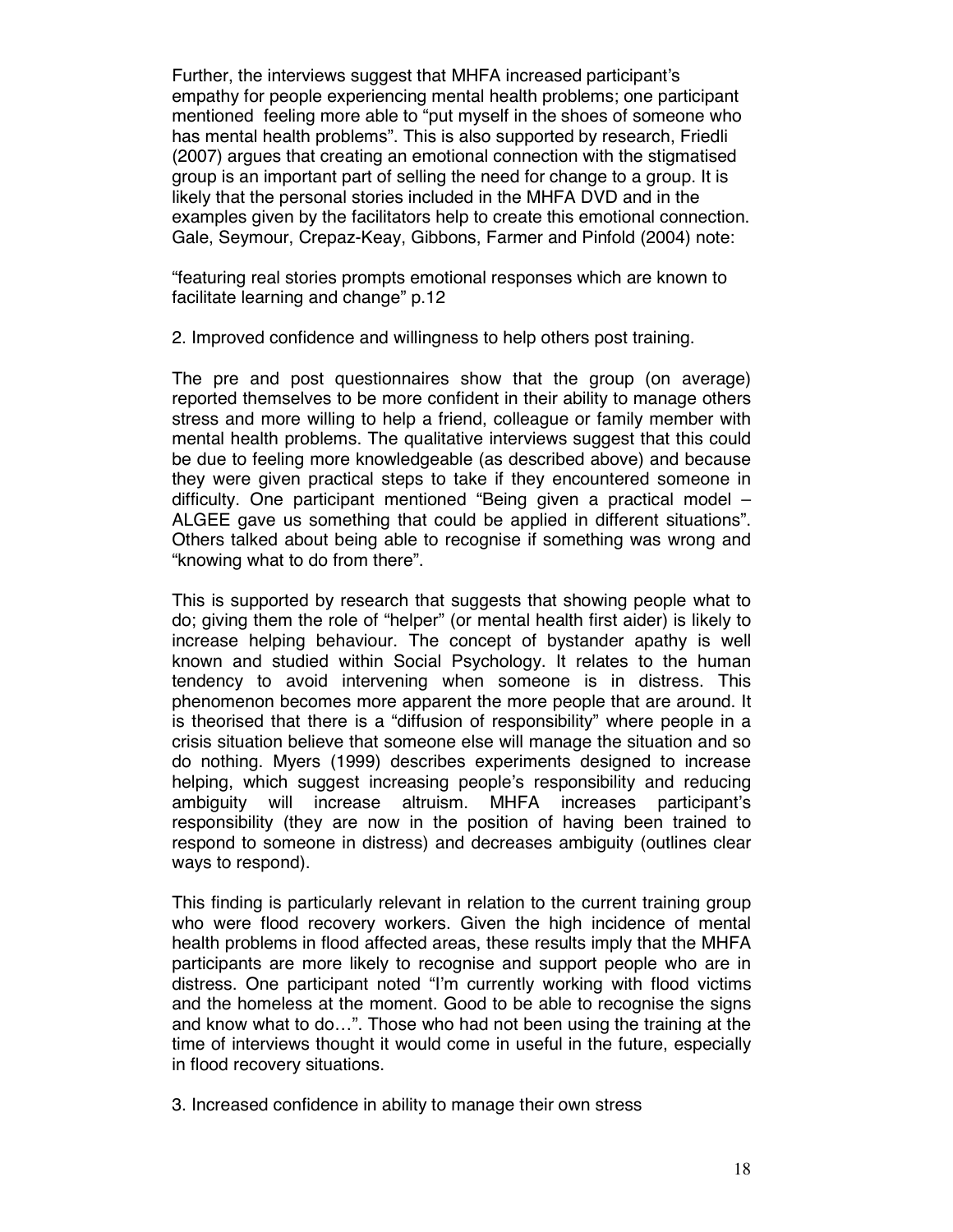Further, the interviews suggest that MHFA increased participant's empathy for people experiencing mental health problems; one participant mentioned feeling more able to "put myself in the shoes of someone who has mental health problems". This is also supported by research, Friedli (2007) argues that creating an emotional connection with the stigmatised group is an important part of selling the need for change to a group. It is likely that the personal stories included in the MHFA DVD and in the examples given by the facilitators help to create this emotional connection. Gale, Seymour, Crepaz-Keay, Gibbons, Farmer and Pinfold (2004) note:

"featuring real stories prompts emotional responses which are known to facilitate learning and change" p.12

2. Improved confidence and willingness to help others post training.

The pre and post questionnaires show that the group (on average) reported themselves to be more confident in their ability to manage others stress and more willing to help a friend, colleague or family member with mental health problems. The qualitative interviews suggest that this could be due to feeling more knowledgeable (as described above) and because they were given practical steps to take if they encountered someone in difficulty. One participant mentioned "Being given a practical model – ALGEE gave us something that could be applied in different situations". Others talked about being able to recognise if something was wrong and "knowing what to do from there".

This is supported by research that suggests that showing people what to do; giving them the role of "helper" (or mental health first aider) is likely to increase helping behaviour. The concept of bystander apathy is well known and studied within Social Psychology. It relates to the human tendency to avoid intervening when someone is in distress. This phenomenon becomes more apparent the more people that are around. It is theorised that there is a "diffusion of responsibility" where people in a crisis situation believe that someone else will manage the situation and so do nothing. Myers (1999) describes experiments designed to increase helping, which suggest increasing people's responsibility and reducing ambiguity will increase altruism. MHFA increases participant's responsibility (they are now in the position of having been trained to respond to someone in distress) and decreases ambiguity (outlines clear ways to respond).

This finding is particularly relevant in relation to the current training group who were flood recovery workers. Given the high incidence of mental health problems in flood affected areas, these results imply that the MHFA participants are more likely to recognise and support people who are in distress. One participant noted "I'm currently working with flood victims and the homeless at the moment. Good to be able to recognise the signs and know what to do…". Those who had not been using the training at the time of interviews thought it would come in useful in the future, especially in flood recovery situations.

3. Increased confidence in ability to manage their own stress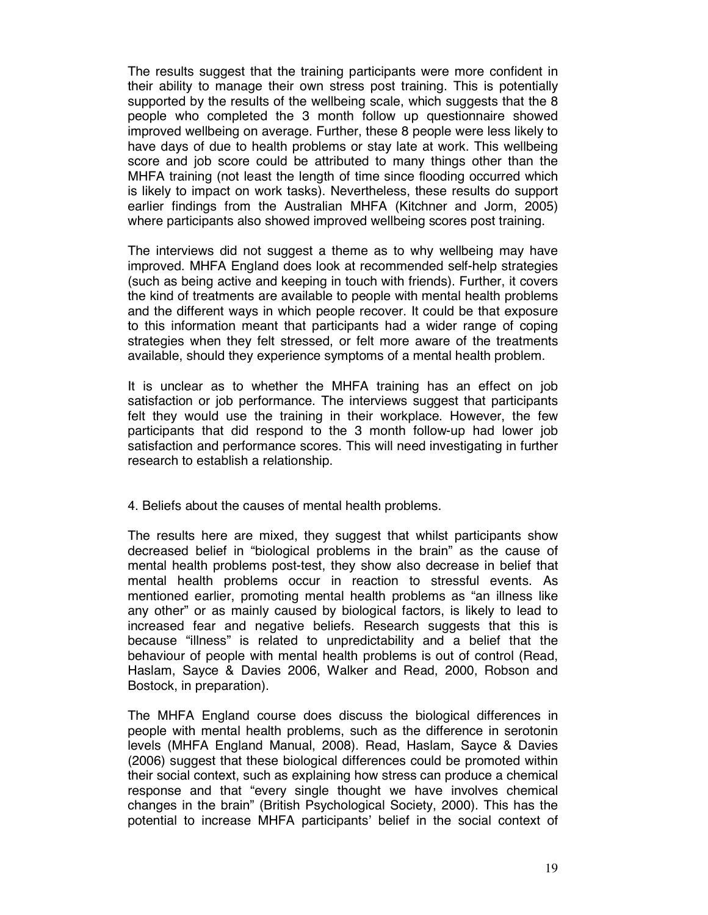The results suggest that the training participants were more confident in their ability to manage their own stress post training. This is potentially supported by the results of the wellbeing scale, which suggests that the 8 people who completed the 3 month follow up questionnaire showed improved wellbeing on average. Further, these 8 people were less likely to have days of due to health problems or stay late at work. This wellbeing score and job score could be attributed to many things other than the MHFA training (not least the length of time since flooding occurred which is likely to impact on work tasks). Nevertheless, these results do support earlier findings from the Australian MHFA (Kitchner and Jorm, 2005) where participants also showed improved wellbeing scores post training.

The interviews did not suggest a theme as to why wellbeing may have improved. MHFA England does look at recommended self-help strategies (such as being active and keeping in touch with friends). Further, it covers the kind of treatments are available to people with mental health problems and the different ways in which people recover. It could be that exposure to this information meant that participants had a wider range of coping strategies when they felt stressed, or felt more aware of the treatments available, should they experience symptoms of a mental health problem.

It is unclear as to whether the MHFA training has an effect on job satisfaction or job performance. The interviews suggest that participants felt they would use the training in their workplace. However, the few participants that did respond to the 3 month follow-up had lower job satisfaction and performance scores. This will need investigating in further research to establish a relationship.

4. Beliefs about the causes of mental health problems.

The results here are mixed, they suggest that whilst participants show decreased belief in "biological problems in the brain" as the cause of mental health problems post-test, they show also decrease in belief that mental health problems occur in reaction to stressful events. As mentioned earlier, promoting mental health problems as "an illness like any other" or as mainly caused by biological factors, is likely to lead to increased fear and negative beliefs. Research suggests that this is because "illness" is related to unpredictability and a belief that the behaviour of people with mental health problems is out of control (Read, Haslam, Sayce & Davies 2006, Walker and Read, 2000, Robson and Bostock, in preparation).

The MHFA England course does discuss the biological differences in people with mental health problems, such as the difference in serotonin levels (MHFA England Manual, 2008). Read, Haslam, Sayce & Davies (2006) suggest that these biological differences could be promoted within their social context, such as explaining how stress can produce a chemical response and that "every single thought we have involves chemical changes in the brain" (British Psychological Society, 2000). This has the potential to increase MHFA participants' belief in the social context of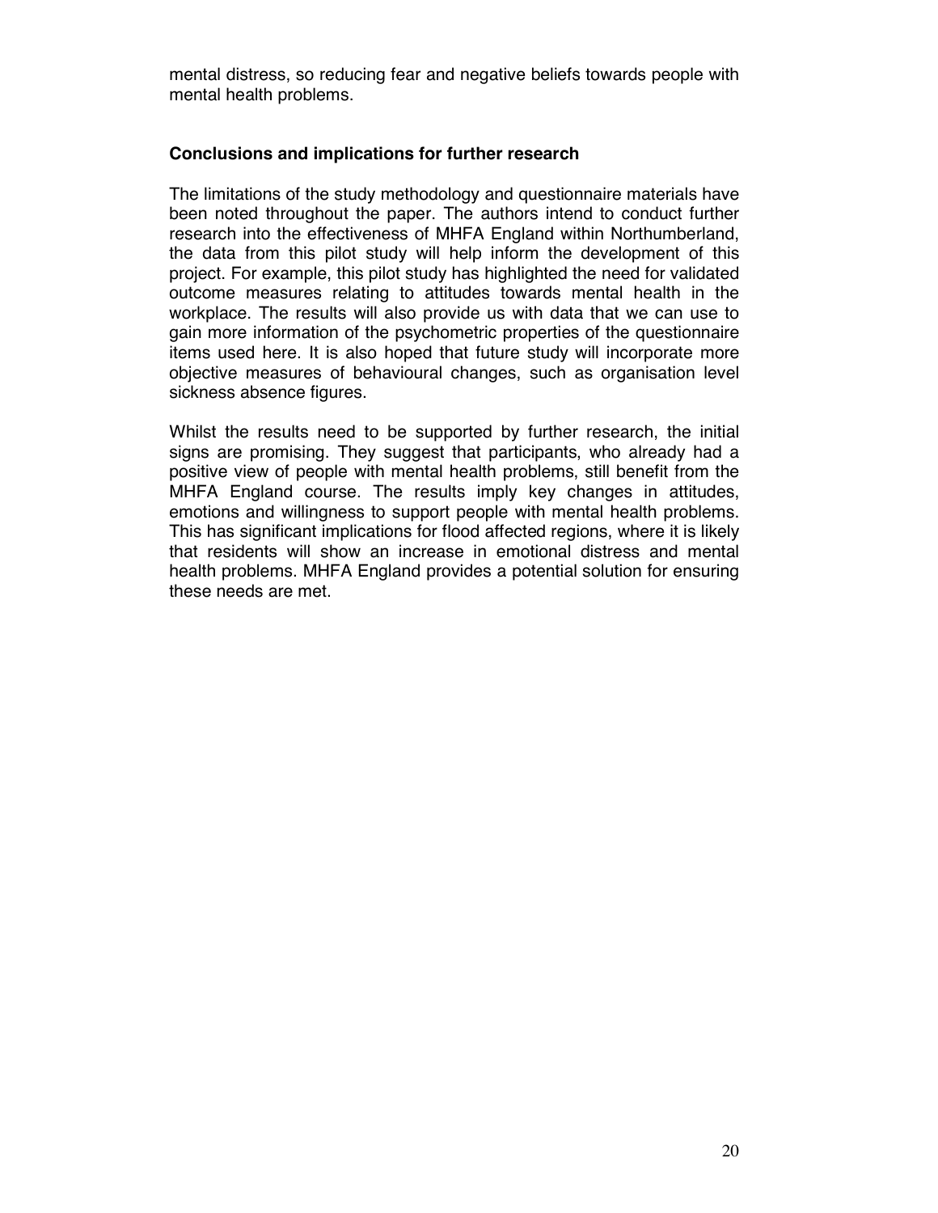mental distress, so reducing fear and negative beliefs towards people with mental health problems.

## Conclusions and implications for further research

The limitations of the study methodology and questionnaire materials have been noted throughout the paper. The authors intend to conduct further research into the effectiveness of MHFA England within Northumberland, the data from this pilot study will help inform the development of this project. For example, this pilot study has highlighted the need for validated outcome measures relating to attitudes towards mental health in the workplace. The results will also provide us with data that we can use to gain more information of the psychometric properties of the questionnaire items used here. It is also hoped that future study will incorporate more objective measures of behavioural changes, such as organisation level sickness absence figures.

Whilst the results need to be supported by further research, the initial signs are promising. They suggest that participants, who already had a positive view of people with mental health problems, still benefit from the MHFA England course. The results imply key changes in attitudes, emotions and willingness to support people with mental health problems. This has significant implications for flood affected regions, where it is likely that residents will show an increase in emotional distress and mental health problems. MHFA England provides a potential solution for ensuring these needs are met.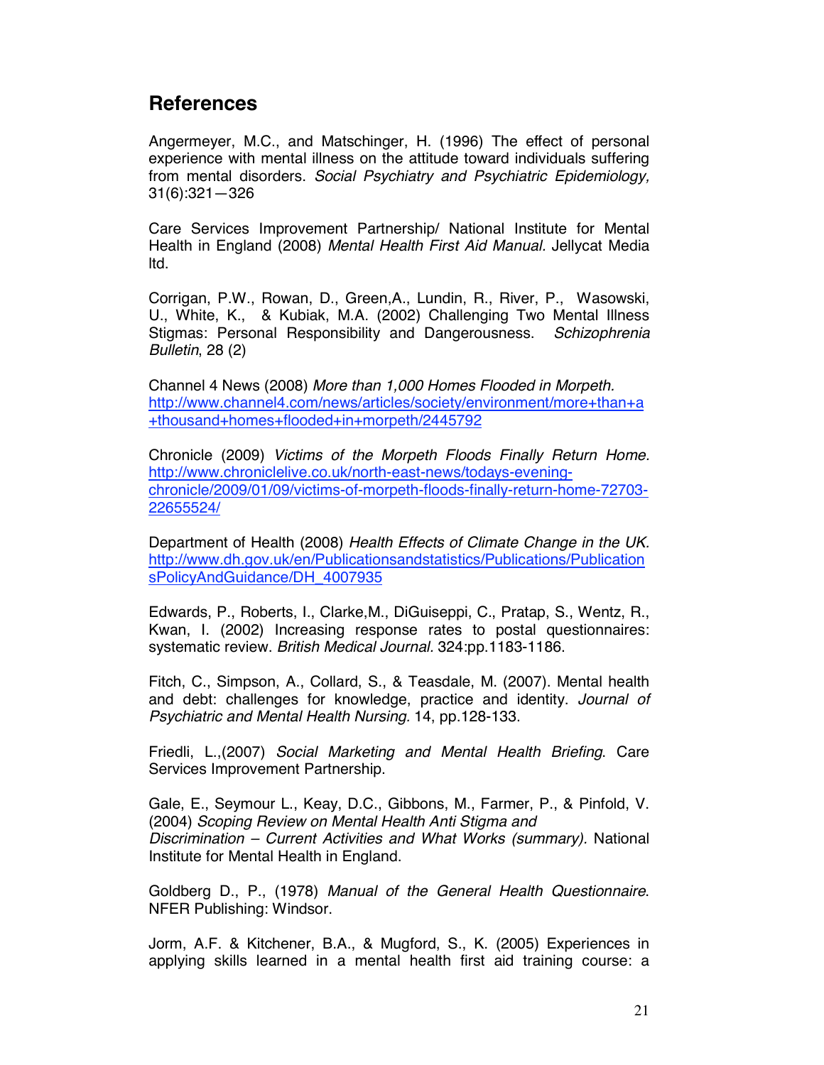## References

Angermeyer, M.C., and Matschinger, H. (1996) The effect of personal experience with mental illness on the attitude toward individuals suffering from mental disorders. *Social Psychiatry and Psychiatric Epidemiology,* 31(6):321—326

Care Services Improvement Partnership/ National Institute for Mental Health in England (2008) *Mental Health First Aid Manual.* Jellycat Media ltd.

Corrigan, P.W., Rowan, D., Green,A., Lundin, R., River, P., Wasowski, U., White, K., & Kubiak, M.A. (2002) Challenging Two Mental Illness Stigmas: Personal Responsibility and Dangerousness. *Schizophrenia Bulletin*, 28 (2)

Channel 4 News (2008) *More than 1,000 Homes Flooded in Morpeth.* http://www.channel4.com/news/articles/society/environment/more+than+a+thousand+homes+flooded+in+morpeth/2445792

Chronicle (2009) *Victims of the Morpeth Floods Finally Return Home.* http://www.chroniclelive.co.uk/north-east-news/todays-evening-chronicle/2009/01/09/victims-of-morpeth-floods-finally-return-home-72703-22655524/

Department of Health (2008) *Health Effects of Climate Change in the UK.* http://www.dh.gov.uk/en/Publicationsandstatistics/Publications/PublicationsPolicyAndGuidance/DH_4007935

Edwards, P., Roberts, I., Clarke,M., DiGuiseppi, C., Pratap, S., Wentz, R., Kwan, I. (2002) Increasing response rates to postal questionnaires: systematic review. *British Medical Journal.* 324:pp.1183-1186.

Fitch, C., Simpson, A., Collard, S., & Teasdale, M. (2007). Mental health and debt: challenges for knowledge, practice and identity. *Journal of Psychiatric and Mental Health Nursing.* 14, pp.128-133.

Friedli, L.,(2007) *Social Marketing and Mental Health Briefing*. Care Services Improvement Partnership.

Gale, E., Seymour L., Keay, D.C., Gibbons, M., Farmer, P., & Pinfold, V. (2004) *Scoping Review on Mental Health Anti Stigma and Discrimination – Current Activities and What Works (summary).* National Institute for Mental Health in England.

Goldberg D., P., (1978) *Manual of the General Health Questionnaire*. NFER Publishing: Windsor.

Jorm, A.F. & Kitchener, B.A., & Mugford, S., K. (2005) Experiences in applying skills learned in a mental health first aid training course: a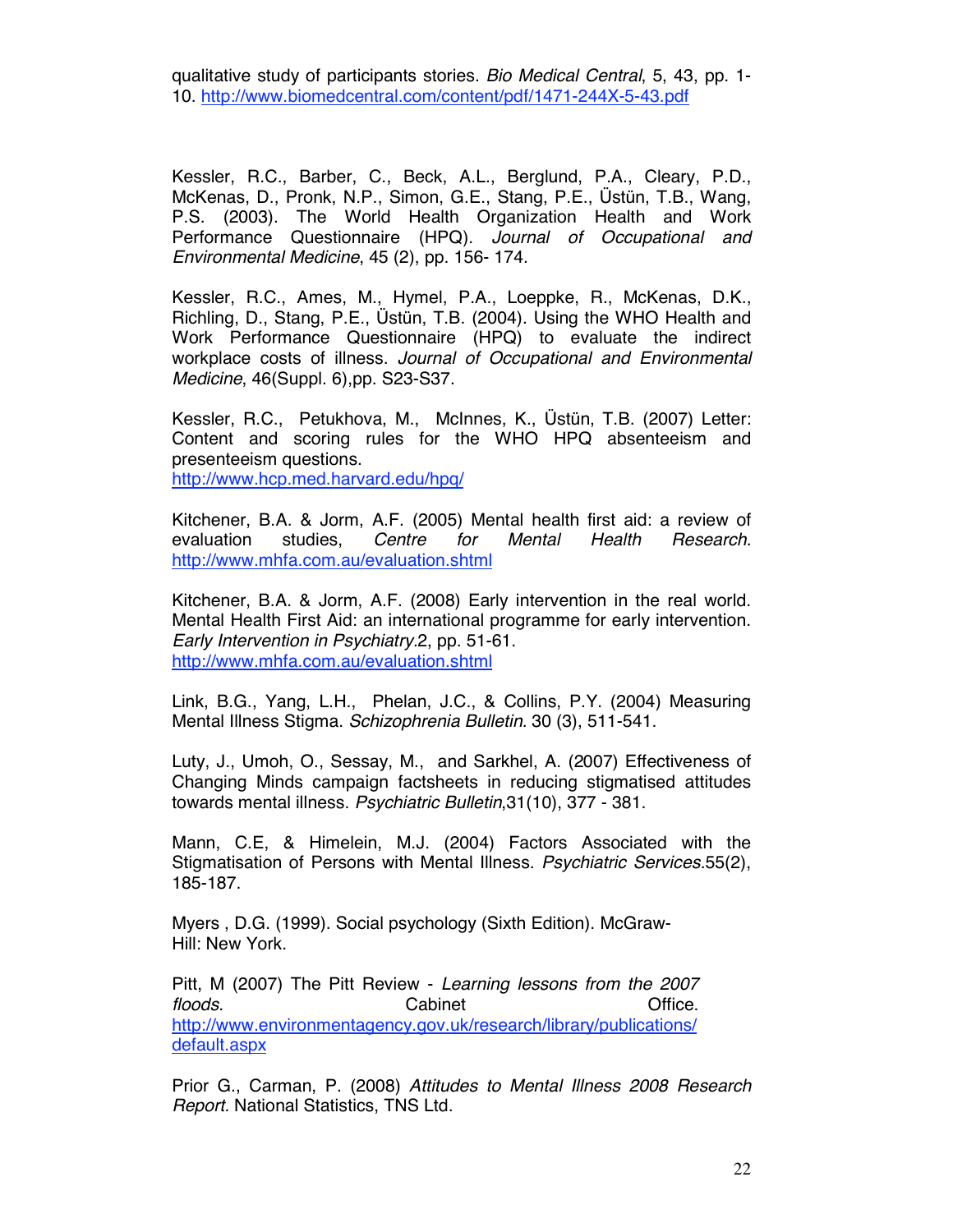qualitative study of participants stories. *Bio Medical Central*, 5, 43, pp. 1-10. http://www.biomedcentral.com/content/pdf/1471-244X-5-43.pdf

Kessler, R.C., Barber, C., Beck, A.L., Berglund, P.A., Cleary, P.D., McKenas, D., Pronk, N.P., Simon, G.E., Stang, P.E., Üstün, T.B., Wang, P.S. (2003). The World Health Organization Health and Work Performance Questionnaire (HPQ). *Journal of Occupational and Environmental Medicine*, 45 (2), pp. 156- 174.

Kessler, R.C., Ames, M., Hymel, P.A., Loeppke, R., McKenas, D.K., Richling, D., Stang, P.E., Üstün, T.B. (2004). Using the WHO Health and Work Performance Questionnaire (HPQ) to evaluate the indirect workplace costs of illness. *Journal of Occupational and Environmental Medicine*, 46(Suppl. 6),pp. S23-S37.

Kessler, R.C., Petukhova, M., McInnes, K., Üstün, T.B. (2007) Letter: Content and scoring rules for the WHO HPQ absenteeism and presenteeism questions.
http://www.hcp.med.harvard.edu/hpq/

Kitchener, B.A. & Jorm, A.F. (2005) Mental health first aid: a review of evaluation studies, *Centre for Mental Health Research.* http://www.mhfa.com.au/evaluation.shtml

Kitchener, B.A. & Jorm, A.F. (2008) Early intervention in the real world. Mental Health First Aid: an international programme for early intervention. *Early Intervention in Psychiatry.*2, pp. 51-61.
http://www.mhfa.com.au/evaluation.shtml

Link, B.G., Yang, L.H., Phelan, J.C., & Collins, P.Y. (2004) Measuring Mental Illness Stigma. *Schizophrenia Bulletin.* 30 (3), 511-541.

Luty, J., Umoh, O., Sessay, M., and Sarkhel, A. (2007) Effectiveness of Changing Minds campaign factsheets in reducing stigmatised attitudes towards mental illness. *Psychiatric Bulletin*,31(10), 377 - 381.

Mann, C.E, & Himelein, M.J. (2004) Factors Associated with the Stigmatisation of Persons with Mental Illness. *Psychiatric Services.*55(2), 185-187.

Myers , D.G. (1999). Social psychology (Sixth Edition). McGraw-Hill: New York.

Pitt, M (2007) The Pitt Review - *Learning lessons from the 2007 floods.* Cabinet Office.
http://www.environmentagency.gov.uk/research/library/publications/default.aspx

Prior G., Carman, P. (2008) *Attitudes to Mental Illness 2008 Research Report.* National Statistics, TNS Ltd.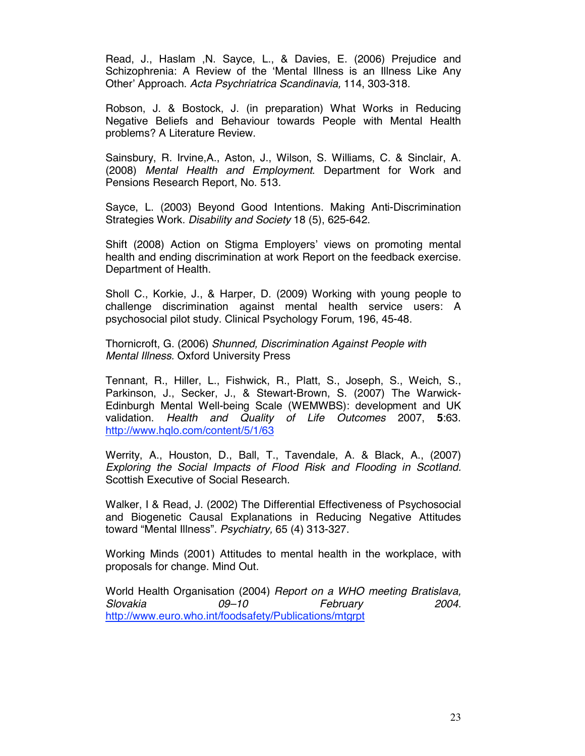Read, J., Haslam ,N. Sayce, L., & Davies, E. (2006) Prejudice and Schizophrenia: A Review of the 'Mental Illness is an Illness Like Any Other' Approach. *Acta Psychriatrica Scandinavia,* 114, 303-318.

Robson, J. & Bostock, J. (in preparation) What Works in Reducing Negative Beliefs and Behaviour towards People with Mental Health problems? A Literature Review.

Sainsbury, R. Irvine,A., Aston, J., Wilson, S. Williams, C. & Sinclair, A. (2008) *Mental Health and Employment*. Department for Work and Pensions Research Report, No. 513.

Sayce, L. (2003) Beyond Good Intentions. Making Anti-Discrimination Strategies Work. *Disability and Society* 18 (5), 625-642.

Shift (2008) Action on Stigma Employers' views on promoting mental health and ending discrimination at work Report on the feedback exercise. Department of Health.

Sholl C., Korkie, J., & Harper, D. (2009) Working with young people to challenge discrimination against mental health service users: A psychosocial pilot study. Clinical Psychology Forum, 196, 45-48.

Thornicroft, G. (2006) *Shunned, Discrimination Against People with Mental Illness.* Oxford University Press

Tennant, R., Hiller, L., Fishwick, R., Platt, S., Joseph, S., Weich, S., Parkinson, J., Secker, J., & Stewart-Brown, S. (2007) The Warwick-Edinburgh Mental Well-being Scale (WEMWBS): development and UK validation. *Health and Quality of Life Outcomes* 2007, **5**:63. http://www.hqlo.com/content/5/1/63

Werrity, A., Houston, D., Ball, T., Tavendale, A. & Black, A., (2007) *Exploring the Social Impacts of Flood Risk and Flooding in Scotland.* Scottish Executive of Social Research.

Walker, I & Read, J. (2002) The Differential Effectiveness of Psychosocial and Biogenetic Causal Explanations in Reducing Negative Attitudes toward "Mental Illness". *Psychiatry,* 65 (4) 313-327.

Working Minds (2001) Attitudes to mental health in the workplace, with proposals for change. Mind Out.

World Health Organisation (2004) *Report on a WHO meeting Bratislava, Slovakia 09–10 February 2004.* http://www.euro.who.int/foodsafety/Publications/mtgrpt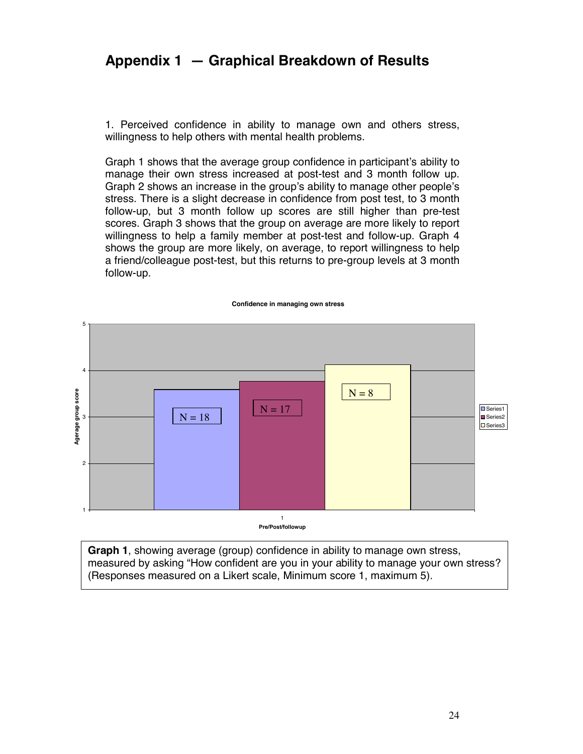# Appendix 1 — Graphical Breakdown of Results

1. Perceived confidence in ability to manage own and others stress, willingness to help others with mental health problems.

Graph 1 shows that the average group confidence in participant's ability to manage their own stress increased at post-test and 3 month follow up. Graph 2 shows an increase in the group's ability to manage other people's stress. There is a slight decrease in confidence from post test, to 3 month follow-up, but 3 month follow up scores are still higher than pre-test scores. Graph 3 shows that the group on average are more likely to report willingness to help a family member at post-test and follow-up. Graph 4 shows the group are more likely, on average, to report willingness to help a friend/colleague post-test, but this returns to pre-group levels at 3 month follow-up.

**Confidence in managing own stress**

| Series | N | Agerage group score (approx.) |
|---|---|---|
| Series1 | N = 18 | 3.6 |
| Series2 | N = 17 | 3.8 |
| Series3 | N = 8 | 4.1 |

Pre/Post/followup

**Graph 1**, showing average (group) confidence in ability to manage own stress, measured by asking "How confident are you in your ability to manage your own stress? (Responses measured on a Likert scale, Minimum score 1, maximum 5).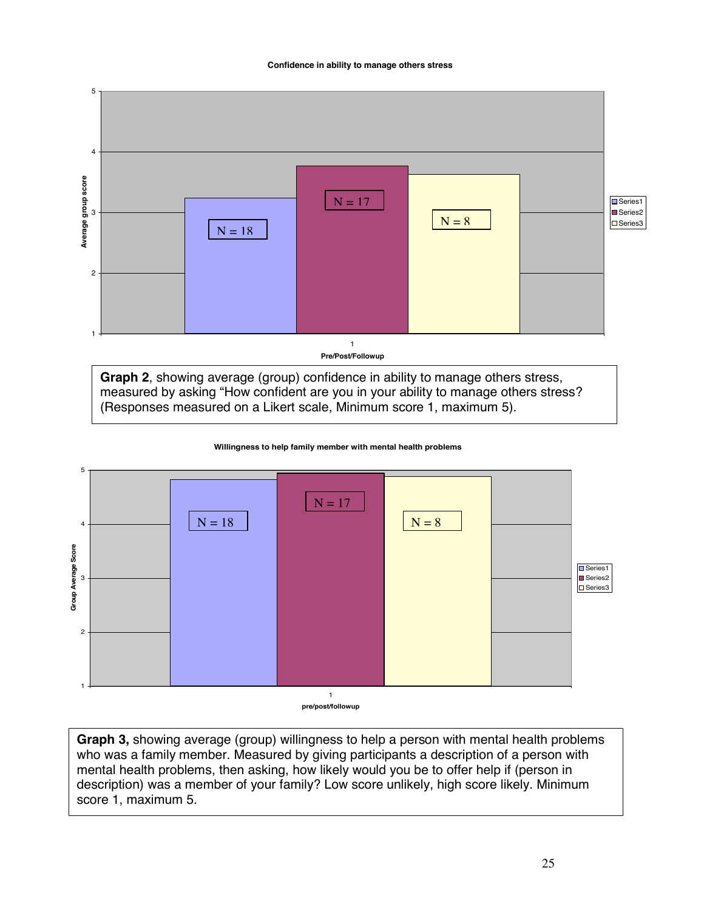**Confidence in ability to manage others stress**

**Graph 2**, showing average (group) confidence in ability to manage others stress, measured by asking "How confident are you in your ability to manage others stress? (Responses measured on a Likert scale, Minimum score 1, maximum 5).

**Willingness to help family member with mental health problems**

**Graph 3,** showing average (group) willingness to help a person with mental health problems who was a family member. Measured by giving participants a description of a person with mental health problems, then asking, how likely would you be to offer help if (person in description) was a member of your family? Low score unlikely, high score likely. Minimum score 1, maximum 5.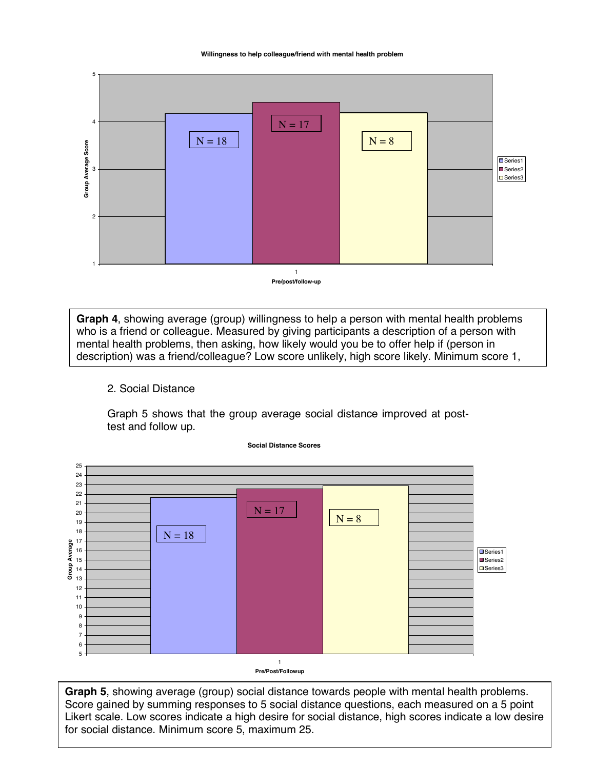**Willingness to help colleague/friend with mental health problem**

**Graph 4**, showing average (group) willingness to help a person with mental health problems who is a friend or colleague. Measured by giving participants a description of a person with mental health problems, then asking, how likely would you be to offer help if (person in description) was a friend/colleague? Low score unlikely, high score likely. Minimum score 1,

2. Social Distance

Graph 5 shows that the group average social distance improved at post-test and follow up.

**Social Distance Scores**

**Graph 5**, showing average (group) social distance towards people with mental health problems. Score gained by summing responses to 5 social distance questions, each measured on a 5 point Likert scale. Low scores indicate a high desire for social distance, high scores indicate a low desire for social distance. Minimum score 5, maximum 25.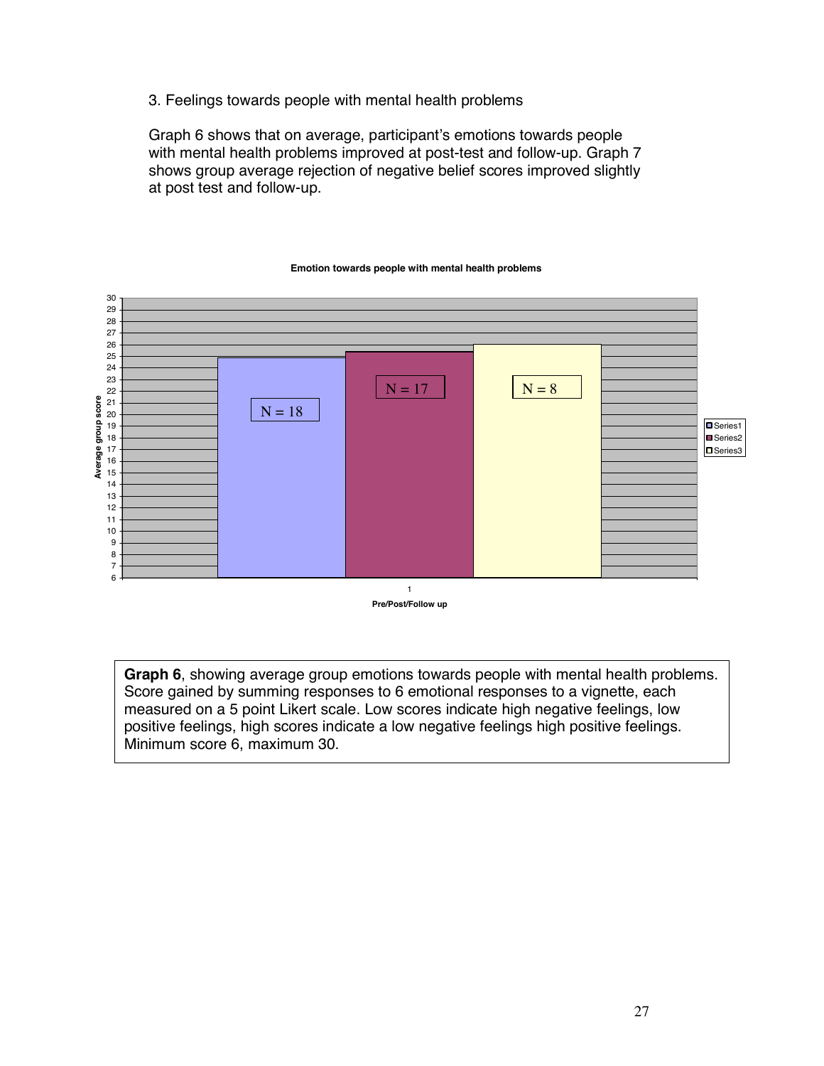3. Feelings towards people with mental health problems

Graph 6 shows that on average, participant's emotions towards people with mental health problems improved at post-test and follow-up. Graph 7 shows group average rejection of negative belief scores improved slightly at post test and follow-up.

**Emotion towards people with mental health problems**

**Graph 6**, showing average group emotions towards people with mental health problems. Score gained by summing responses to 6 emotional responses to a vignette, each measured on a 5 point Likert scale. Low scores indicate high negative feelings, low positive feelings, high scores indicate a low negative feelings high positive feelings. Minimum score 6, maximum 30.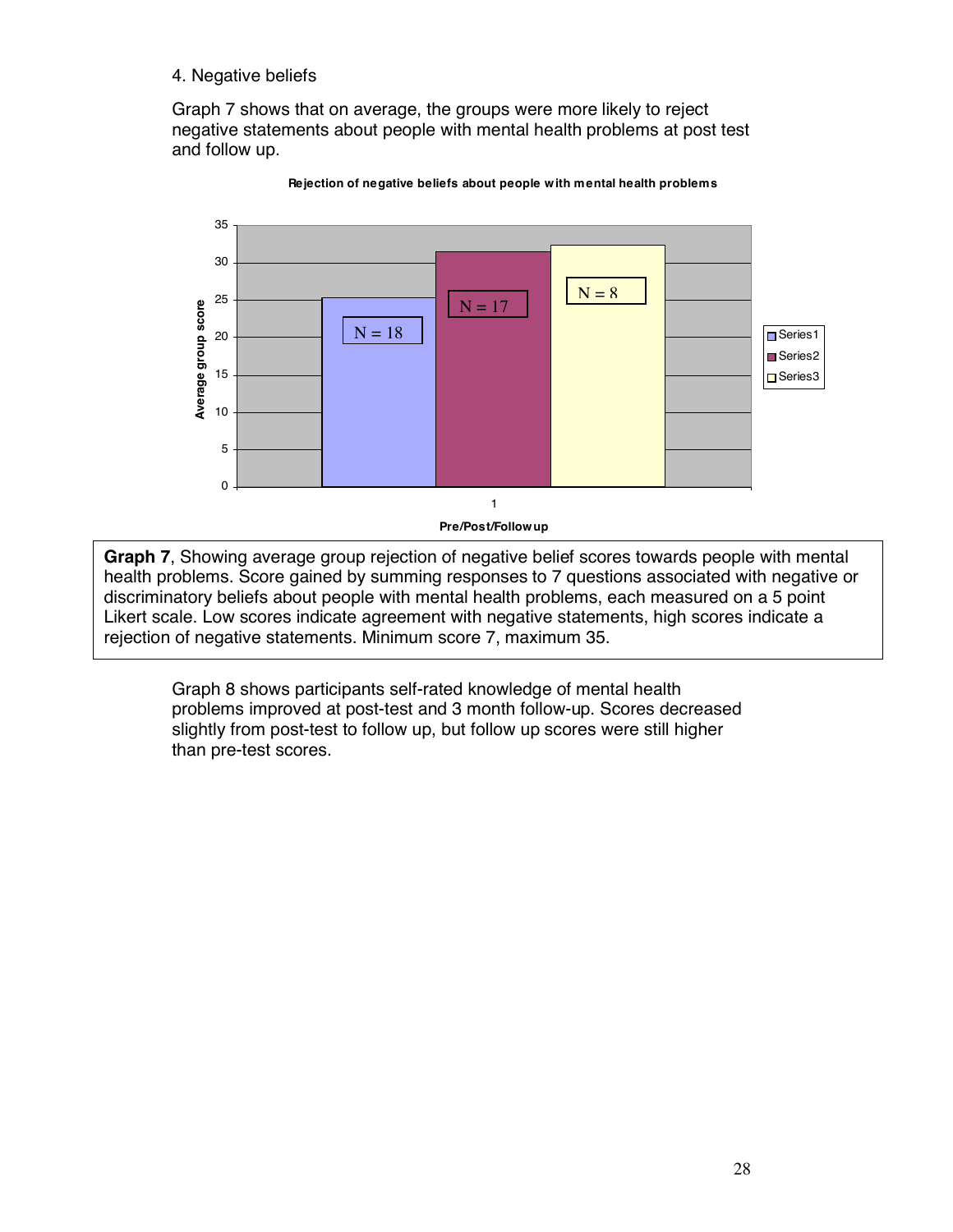4. Negative beliefs

Graph 7 shows that on average, the groups were more likely to reject negative statements about people with mental health problems at post test and follow up.

**Graph 7**, Showing average group rejection of negative belief scores towards people with mental health problems. Score gained by summing responses to 7 questions associated with negative or discriminatory beliefs about people with mental health problems, each measured on a 5 point Likert scale. Low scores indicate agreement with negative statements, high scores indicate a rejection of negative statements. Minimum score 7, maximum 35.

Graph 8 shows participants self-rated knowledge of mental health problems improved at post-test and 3 month follow-up. Scores decreased slightly from post-test to follow up, but follow up scores were still higher than pre-test scores.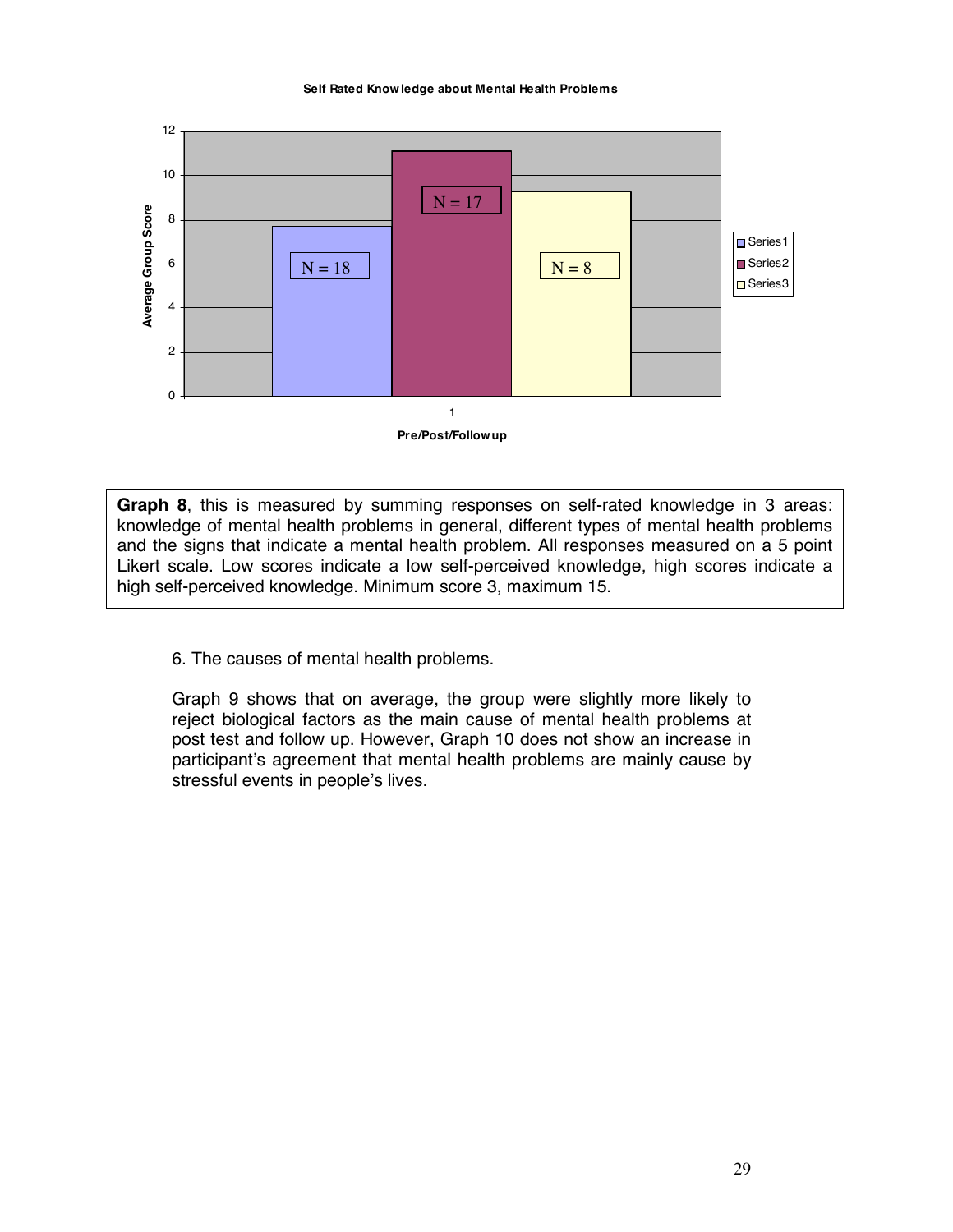**Self Rated Knowledge about Mental Health Problems**

**Graph 8**, this is measured by summing responses on self-rated knowledge in 3 areas: knowledge of mental health problems in general, different types of mental health problems and the signs that indicate a mental health problem. All responses measured on a 5 point Likert scale. Low scores indicate a low self-perceived knowledge, high scores indicate a high self-perceived knowledge. Minimum score 3, maximum 15.

6. The causes of mental health problems.

Graph 9 shows that on average, the group were slightly more likely to reject biological factors as the main cause of mental health problems at post test and follow up. However, Graph 10 does not show an increase in participant's agreement that mental health problems are mainly cause by stressful events in people's lives.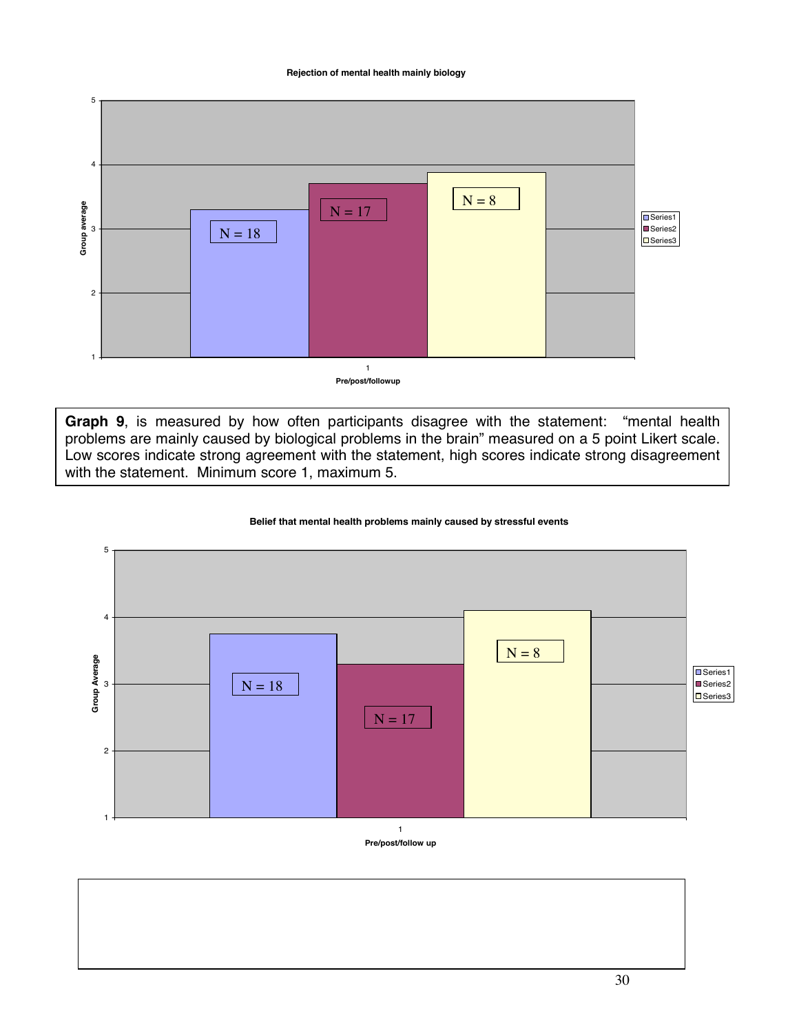**Rejection of mental health mainly biology**

| Pre/post/followup | Series1 | Series2 | Series3 |
|---|---|---|---|
| 1 | N = 18 | N = 17 | N = 8 |

**Graph 9**, is measured by how often participants disagree with the statement: "mental health problems are mainly caused by biological problems in the brain" measured on a 5 point Likert scale. Low scores indicate strong agreement with the statement, high scores indicate strong disagreement with the statement. Minimum score 1, maximum 5.

**Belief that mental health problems mainly caused by stressful events**

| Pre/post/follow up | Series1 | Series2 | Series3 |
|---|---|---|---|
| 1 | N = 18 | N = 17 | N = 8 |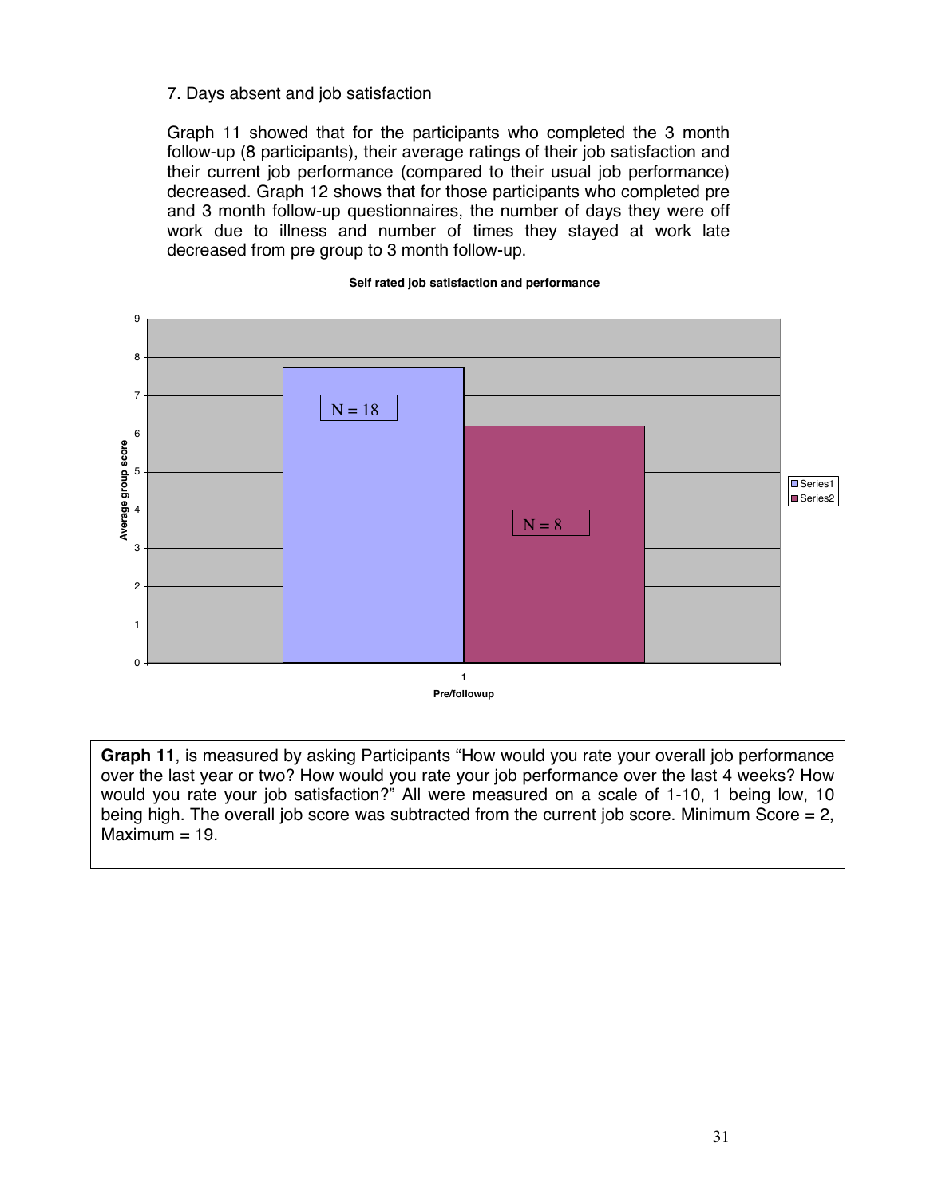7. Days absent and job satisfaction

Graph 11 showed that for the participants who completed the 3 month follow-up (8 participants), their average ratings of their job satisfaction and their current job performance (compared to their usual job performance) decreased. Graph 12 shows that for those participants who completed pre and 3 month follow-up questionnaires, the number of days they were off work due to illness and number of times they stayed at work late decreased from pre group to 3 month follow-up.

**Self rated job satisfaction and performance**

**Graph 11**, is measured by asking Participants "How would you rate your overall job performance over the last year or two? How would you rate your job performance over the last 4 weeks? How would you rate your job satisfaction?" All were measured on a scale of 1-10, 1 being low, 10 being high. The overall job score was subtracted from the current job score. Minimum Score = 2, Maximum = 19.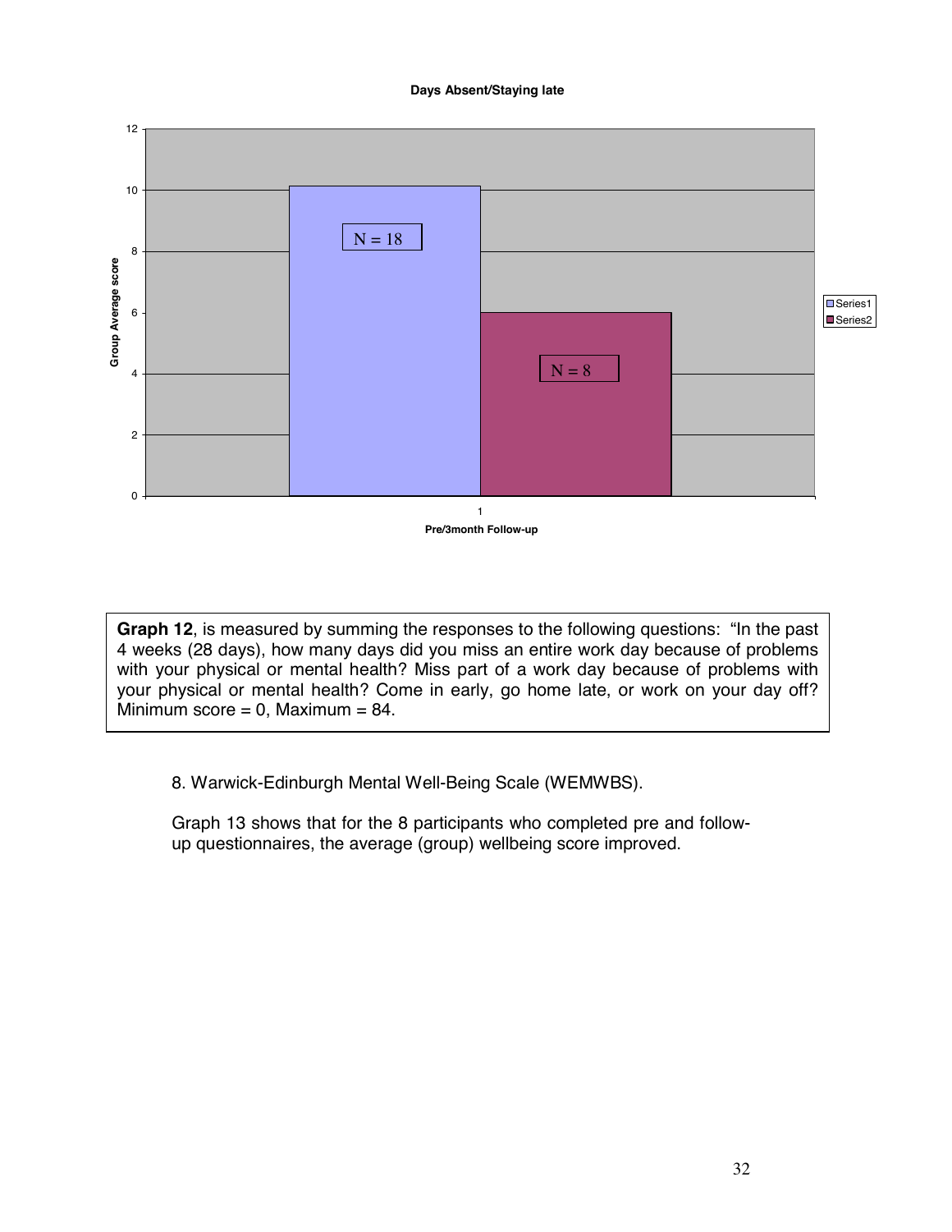**Days Absent/Staying late**

| | Series1 | Series2 |
|---|---|---|
| Group Average score (Pre/3month Follow-up) | ~10.1 (N = 18) | 6 (N = 8) |

**Graph 12**, is measured by summing the responses to the following questions: "In the past 4 weeks (28 days), how many days did you miss an entire work day because of problems with your physical or mental health? Miss part of a work day because of problems with your physical or mental health? Come in early, go home late, or work on your day off? Minimum score = 0, Maximum = 84.

8. Warwick-Edinburgh Mental Well-Being Scale (WEMWBS).

Graph 13 shows that for the 8 participants who completed pre and follow-up questionnaires, the average (group) wellbeing score improved.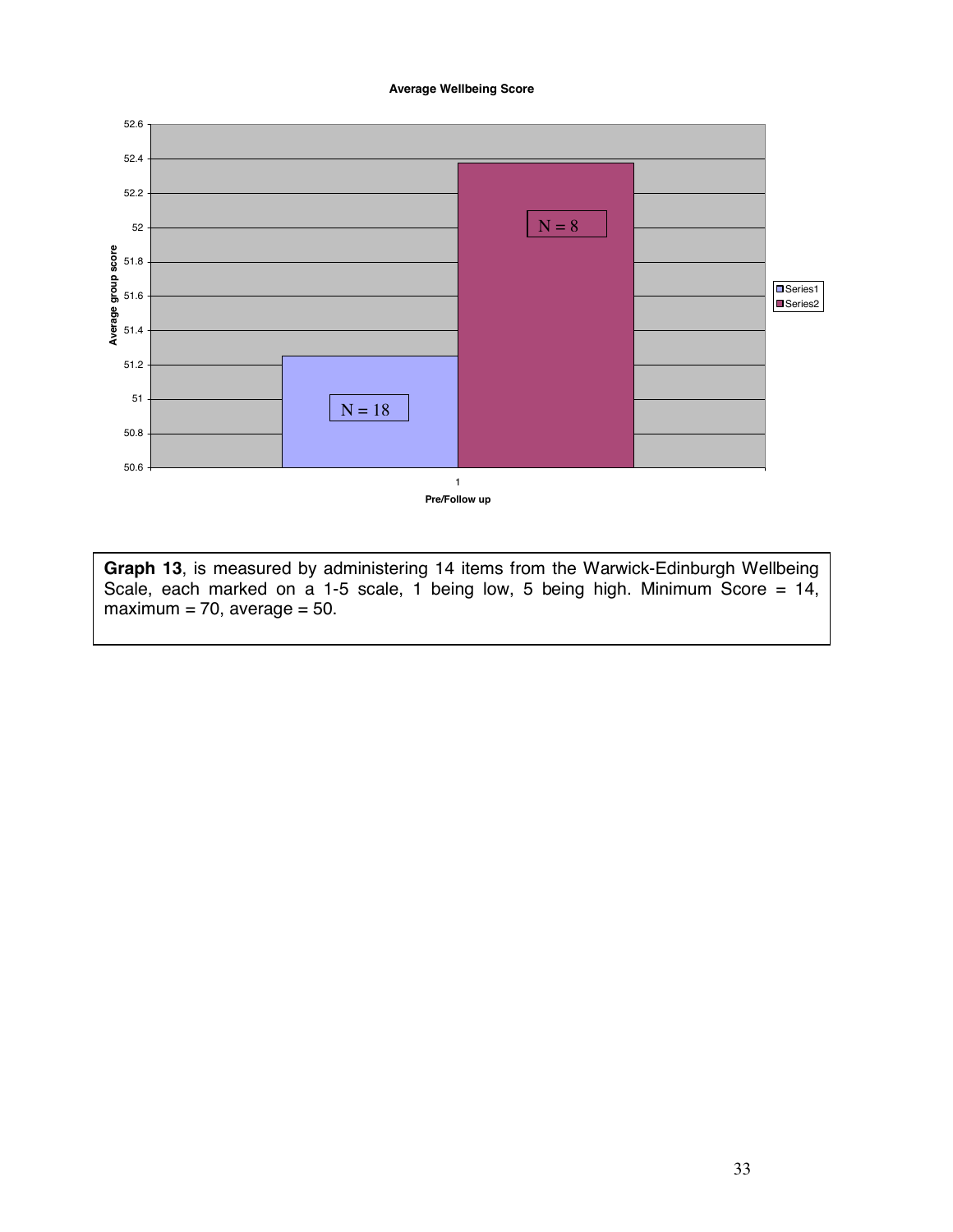**Average Wellbeing Score**

Average group score

52.6
52.4
52.2
52
51.8
51.6
51.4
51.2
51
50.8
50.6

N = 18

N = 8

1

Pre/Follow up

Series1
Series2

**Graph 13**, is measured by administering 14 items from the Warwick-Edinburgh Wellbeing Scale, each marked on a 1-5 scale, 1 being low, 5 being high. Minimum Score = 14, maximum = 70, average = 50.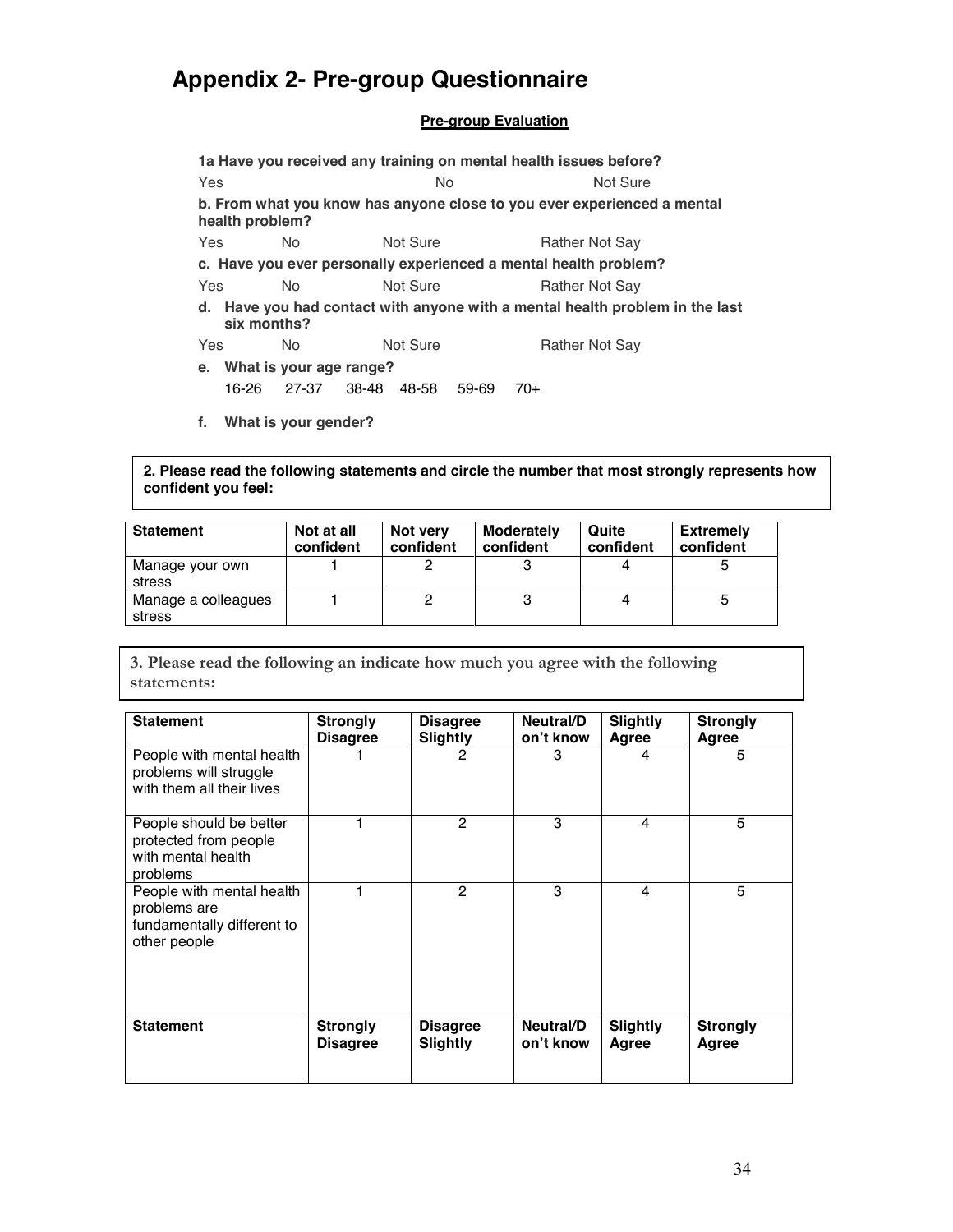# Appendix 2- Pre-group Questionnaire

**Pre-group Evaluation**

**1a Have you received any training on mental health issues before?**

Yes No Not Sure

**b. From what you know has anyone close to you ever experienced a mental health problem?**

Yes No Not Sure Rather Not Say

**c. Have you ever personally experienced a mental health problem?**

Yes No Not Sure Rather Not Say

**d. Have you had contact with anyone with a mental health problem in the last six months?**

Yes No Not Sure Rather Not Say

**e. What is your age range?**

16-26 27-37 38-48 48-58 59-69 70+

**f. What is your gender?**

**2. Please read the following statements and circle the number that most strongly represents how confident you feel:**

| Statement | Not at all confident | Not very confident | Moderately confident | Quite confident | Extremely confident |
|---|---|---|---|---|---|
| Manage your own stress | 1 | 2 | 3 | 4 | 5 |
| Manage a colleagues stress | 1 | 2 | 3 | 4 | 5 |

**3. Please read the following an indicate how much you agree with the following statements:**

| Statement | Strongly Disagree | Disagree Slightly | Neutral/Don't know | Slightly Agree | Strongly Agree |
|---|---|---|---|---|---|
| People with mental health problems will struggle with them all their lives | 1 | 2 | 3 | 4 | 5 |
| People should be better protected from people with mental health problems | 1 | 2 | 3 | 4 | 5 |
| People with mental health problems are fundamentally different to other people | 1 | 2 | 3 | 4 | 5 |
| **Statement** | **Strongly Disagree** | **Disagree Slightly** | **Neutral/Don't know** | **Slightly Agree** | **Strongly Agree** |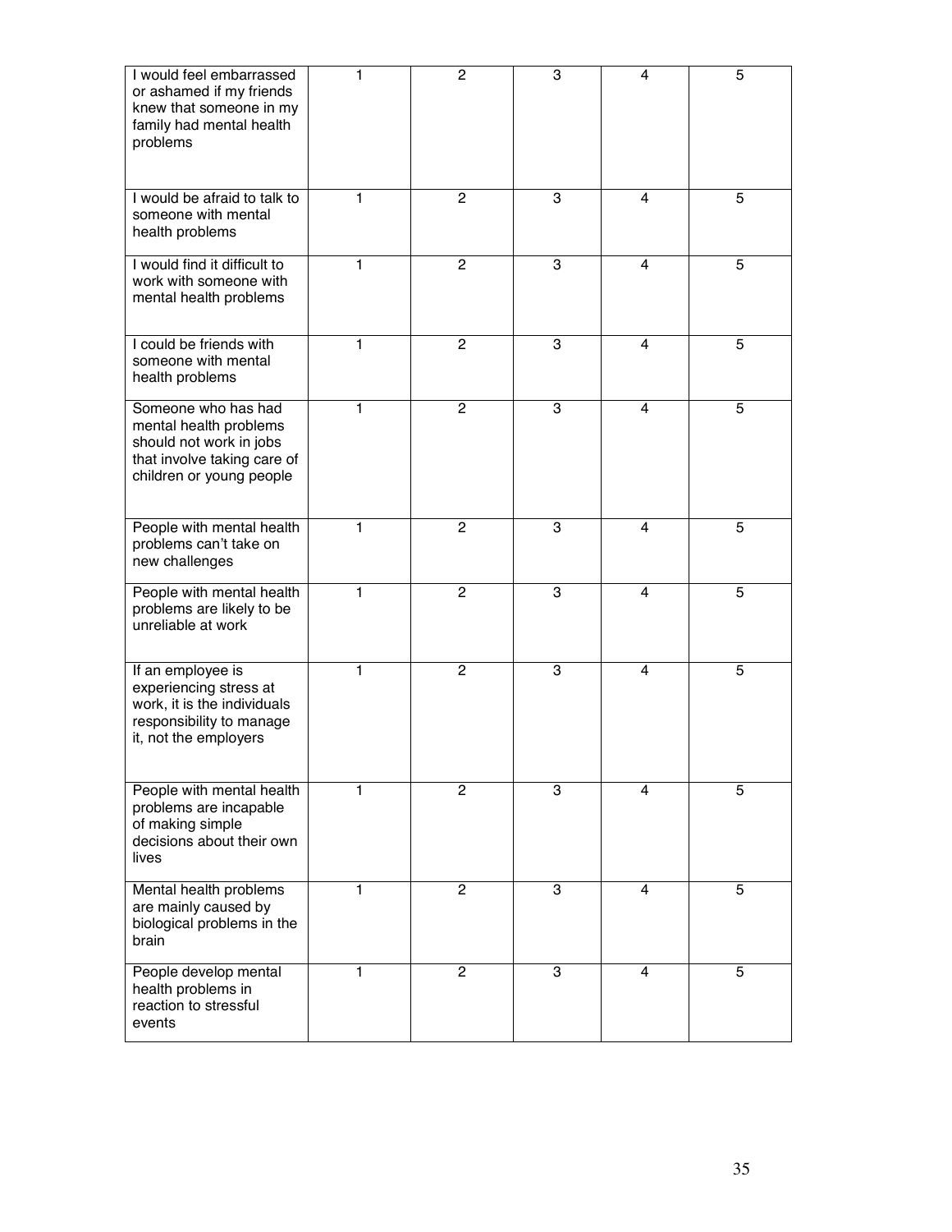| | | | | | |
|---|---|---|---|---|---|
| I would feel embarrassed or ashamed if my friends knew that someone in my family had mental health problems | 1 | 2 | 3 | 4 | 5 |
| I would be afraid to talk to someone with mental health problems | 1 | 2 | 3 | 4 | 5 |
| I would find it difficult to work with someone with mental health problems | 1 | 2 | 3 | 4 | 5 |
| I could be friends with someone with mental health problems | 1 | 2 | 3 | 4 | 5 |
| Someone who has had mental health problems should not work in jobs that involve taking care of children or young people | 1 | 2 | 3 | 4 | 5 |
| People with mental health problems can't take on new challenges | 1 | 2 | 3 | 4 | 5 |
| People with mental health problems are likely to be unreliable at work | 1 | 2 | 3 | 4 | 5 |
| If an employee is experiencing stress at work, it is the individuals responsibility to manage it, not the employers | 1 | 2 | 3 | 4 | 5 |
| People with mental health problems are incapable of making simple decisions about their own lives | 1 | 2 | 3 | 4 | 5 |
| Mental health problems are mainly caused by biological problems in the brain | 1 | 2 | 3 | 4 | 5 |
| People develop mental health problems in reaction to stressful events | 1 | 2 | 3 | 4 | 5 |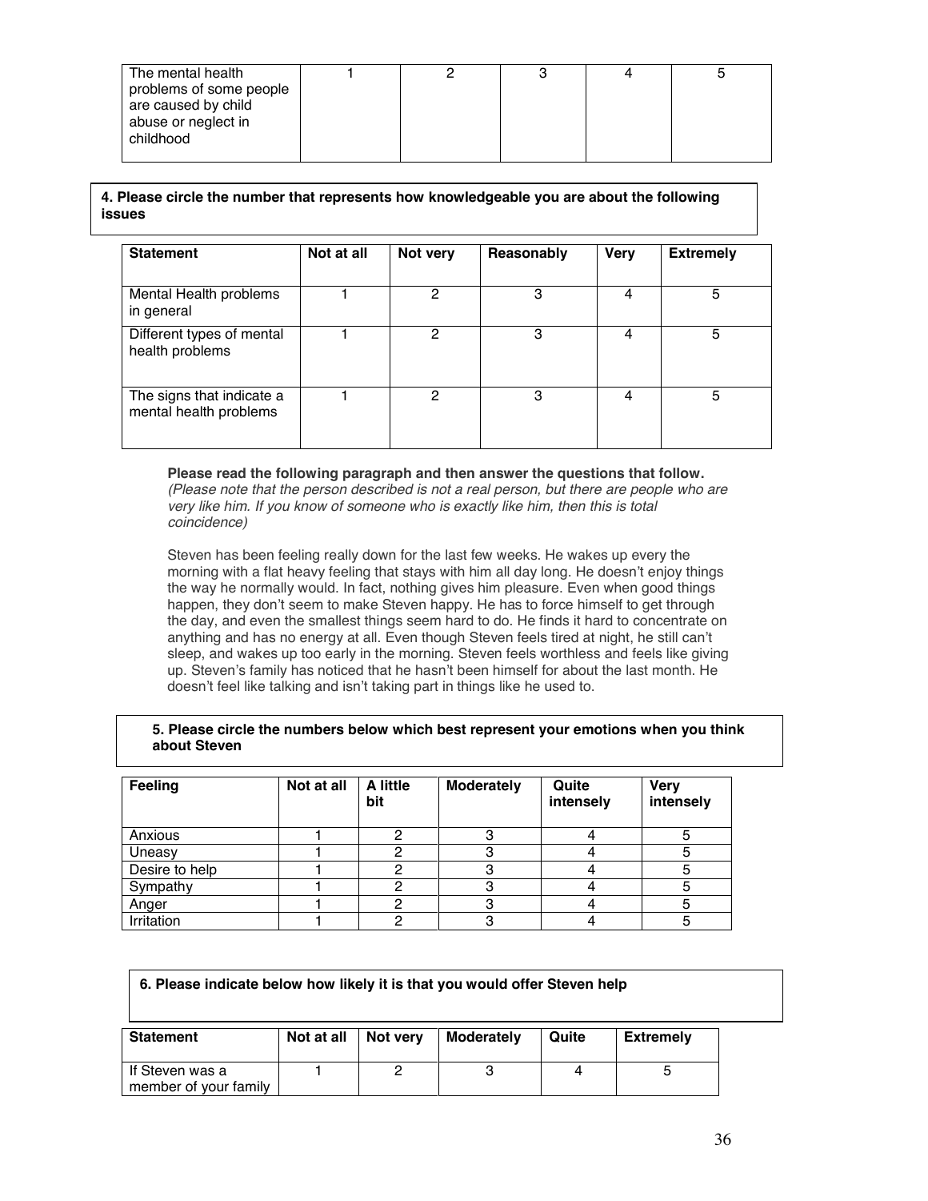| The mental health problems of some people are caused by child abuse or neglect in childhood | 1 | 2 | 3 | 4 | 5 |
|---|---|---|---|---|---|

**4. Please circle the number that represents how knowledgeable you are about the following issues**

| Statement | Not at all | Not very | Reasonably | Very | Extremely |
|---|---|---|---|---|---|
| Mental Health problems in general | 1 | 2 | 3 | 4 | 5 |
| Different types of mental health problems | 1 | 2 | 3 | 4 | 5 |
| The signs that indicate a mental health problems | 1 | 2 | 3 | 4 | 5 |

**Please read the following paragraph and then answer the questions that follow.**
*(Please note that the person described is not a real person, but there are people who are very like him. If you know of someone who is exactly like him, then this is total coincidence)*

Steven has been feeling really down for the last few weeks. He wakes up every the morning with a flat heavy feeling that stays with him all day long. He doesn't enjoy things the way he normally would. In fact, nothing gives him pleasure. Even when good things happen, they don't seem to make Steven happy. He has to force himself to get through the day, and even the smallest things seem hard to do. He finds it hard to concentrate on anything and has no energy at all. Even though Steven feels tired at night, he still can't sleep, and wakes up too early in the morning. Steven feels worthless and feels like giving up. Steven's family has noticed that he hasn't been himself for about the last month. He doesn't feel like talking and isn't taking part in things like he used to.

**5. Please circle the numbers below which best represent your emotions when you think about Steven**

| Feeling | Not at all | A little bit | Moderately | Quite intensely | Very intensely |
|---|---|---|---|---|---|
| Anxious | 1 | 2 | 3 | 4 | 5 |
| Uneasy | 1 | 2 | 3 | 4 | 5 |
| Desire to help | 1 | 2 | 3 | 4 | 5 |
| Sympathy | 1 | 2 | 3 | 4 | 5 |
| Anger | 1 | 2 | 3 | 4 | 5 |
| Irritation | 1 | 2 | 3 | 4 | 5 |

**6. Please indicate below how likely it is that you would offer Steven help**

| Statement | Not at all | Not very | Moderately | Quite | Extremely |
|---|---|---|---|---|---|
| If Steven was a member of your family | 1 | 2 | 3 | 4 | 5 |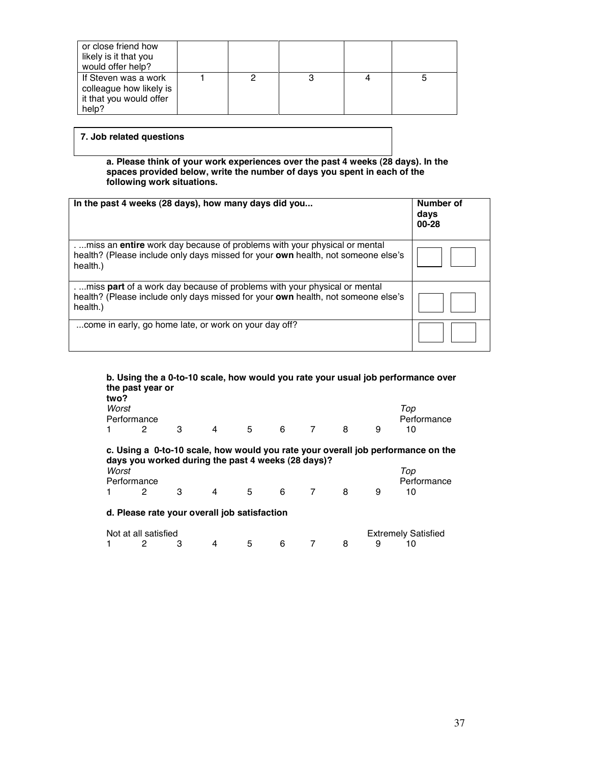| or close friend how likely is it that you would offer help? | | | | | |
|---|---|---|---|---|---|
| If Steven was a work colleague how likely is it that you would offer help? | 1 | 2 | 3 | 4 | 5 |

**7. Job related questions**

**a. Please think of your work experiences over the past 4 weeks (28 days). In the spaces provided below, write the number of days you spent in each of the following work situations.**

| In the past 4 weeks (28 days), how many days did you... | Number of days 00-28 |
|---|---|
| . ...miss an **entire** work day because of problems with your physical or mental health? (Please include only days missed for your **own** health, not someone else's health.) | ☐ ☐ |
| . ...miss **part** of a work day because of problems with your physical or mental health? (Please include only days missed for your **own** health, not someone else's health.) | ☐ ☐ |
| ...come in early, go home late, or work on your day off? | ☐ ☐ |

**b. Using the a 0-to-10 scale, how would you rate your usual job performance over the past year or two?**

| *Worst* Performance | | | | | | | | | *Top* Performance |
|---|---|---|---|---|---|---|---|---|---|
| 1 | 2 | 3 | 4 | 5 | 6 | 7 | 8 | 9 | 10 |

**c. Using a 0-to-10 scale, how would you rate your overall job performance on the days you worked during the past 4 weeks (28 days)?**

| *Worst* Performance | | | | | | | | | *Top* Performance |
|---|---|---|---|---|---|---|---|---|---|
| 1 | 2 | 3 | 4 | 5 | 6 | 7 | 8 | 9 | 10 |

**d. Please rate your overall job satisfaction**

| Not at all satisfied | | | | | | | | Extremely Satisfied | |
|---|---|---|---|---|---|---|---|---|---|
| 1 | 2 | 3 | 4 | 5 | 6 | 7 | 8 | 9 | 10 |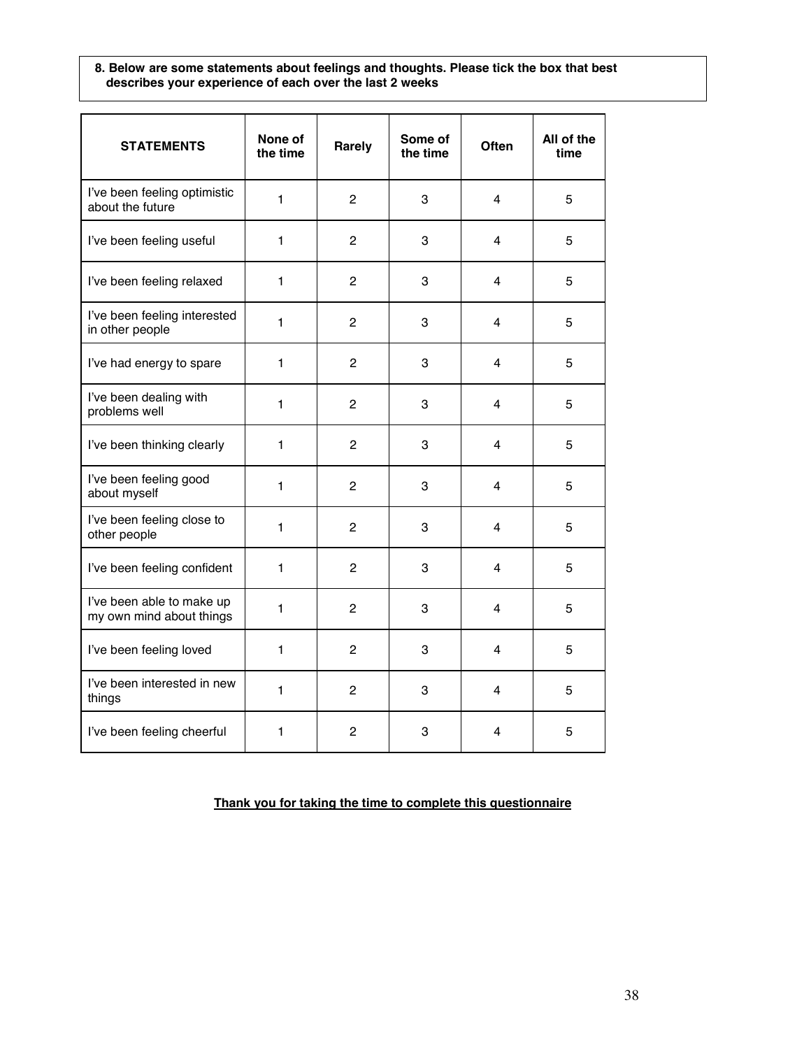**8. Below are some statements about feelings and thoughts. Please tick the box that best describes your experience of each over the last 2 weeks**

| STATEMENTS | None of the time | Rarely | Some of the time | Often | All of the time |
|---|---|---|---|---|---|
| I've been feeling optimistic about the future | 1 | 2 | 3 | 4 | 5 |
| I've been feeling useful | 1 | 2 | 3 | 4 | 5 |
| I've been feeling relaxed | 1 | 2 | 3 | 4 | 5 |
| I've been feeling interested in other people | 1 | 2 | 3 | 4 | 5 |
| I've had energy to spare | 1 | 2 | 3 | 4 | 5 |
| I've been dealing with problems well | 1 | 2 | 3 | 4 | 5 |
| I've been thinking clearly | 1 | 2 | 3 | 4 | 5 |
| I've been feeling good about myself | 1 | 2 | 3 | 4 | 5 |
| I've been feeling close to other people | 1 | 2 | 3 | 4 | 5 |
| I've been feeling confident | 1 | 2 | 3 | 4 | 5 |
| I've been able to make up my own mind about things | 1 | 2 | 3 | 4 | 5 |
| I've been feeling loved | 1 | 2 | 3 | 4 | 5 |
| I've been interested in new things | 1 | 2 | 3 | 4 | 5 |
| I've been feeling cheerful | 1 | 2 | 3 | 4 | 5 |

**Thank you for taking the time to complete this questionnaire**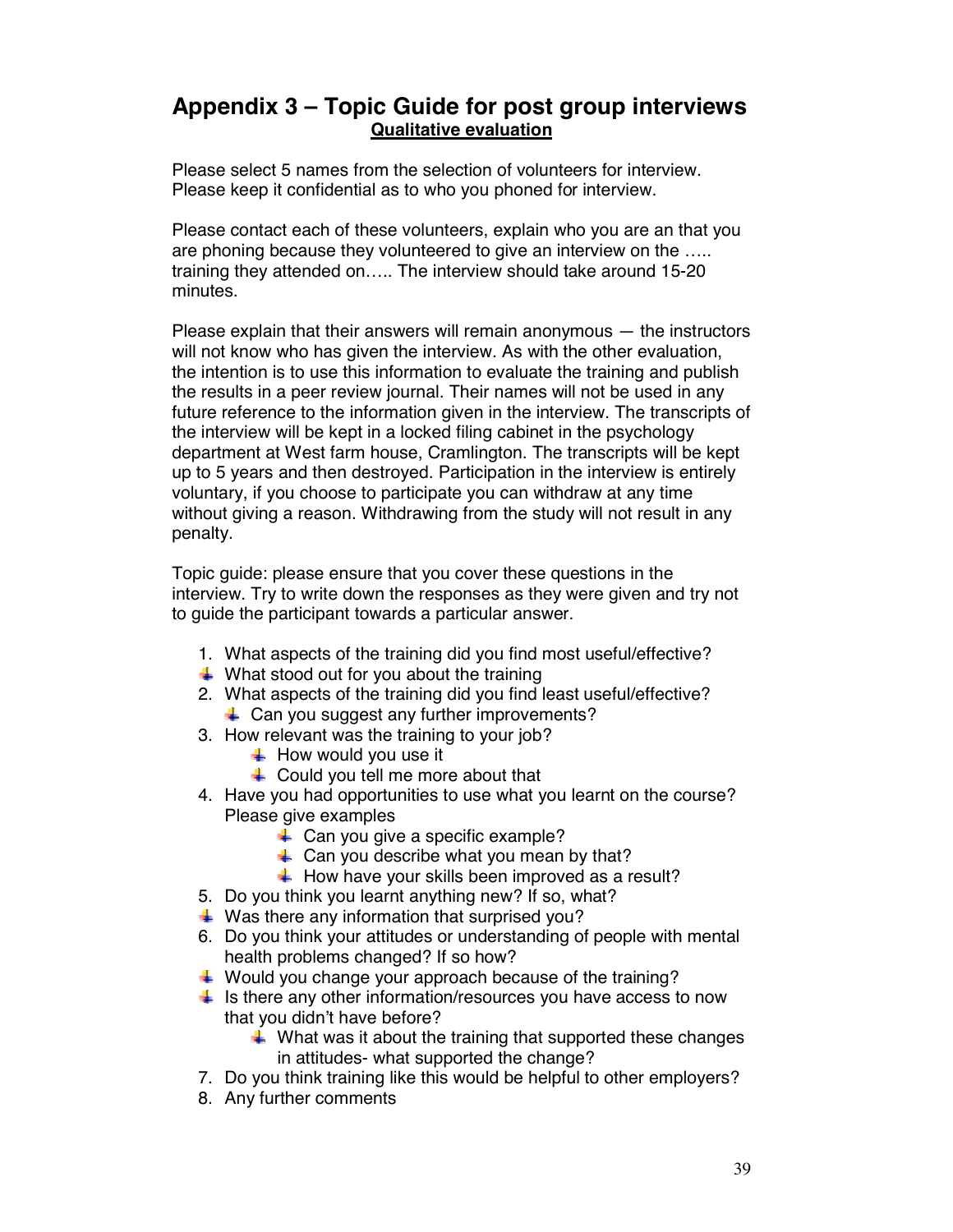## Appendix 3 – Topic Guide for post group interviews

**Qualitative evaluation**

Please select 5 names from the selection of volunteers for interview. Please keep it confidential as to who you phoned for interview.

Please contact each of these volunteers, explain who you are an that you are phoning because they volunteered to give an interview on the ….. training they attended on….. The interview should take around 15-20 minutes.

Please explain that their answers will remain anonymous — the instructors will not know who has given the interview. As with the other evaluation, the intention is to use this information to evaluate the training and publish the results in a peer review journal. Their names will not be used in any future reference to the information given in the interview. The transcripts of the interview will be kept in a locked filing cabinet in the psychology department at West farm house, Cramlington. The transcripts will be kept up to 5 years and then destroyed. Participation in the interview is entirely voluntary, if you choose to participate you can withdraw at any time without giving a reason. Withdrawing from the study will not result in any penalty.

Topic guide: please ensure that you cover these questions in the interview. Try to write down the responses as they were given and try not to guide the participant towards a particular answer.

1. What aspects of the training did you find most useful/effective?
   - What stood out for you about the training
2. What aspects of the training did you find least useful/effective?
   - Can you suggest any further improvements?
3. How relevant was the training to your job?
   - How would you use it
   - Could you tell me more about that
4. Have you had opportunities to use what you learnt on the course? Please give examples
   - Can you give a specific example?
   - Can you describe what you mean by that?
   - How have your skills been improved as a result?
5. Do you think you learnt anything new? If so, what?
   - Was there any information that surprised you?
6. Do you think your attitudes or understanding of people with mental health problems changed? If so how?
   - Would you change your approach because of the training?
   - Is there any other information/resources you have access to now that you didn't have before?
     - What was it about the training that supported these changes in attitudes- what supported the change?
7. Do you think training like this would be helpful to other employers?
8. Any further comments